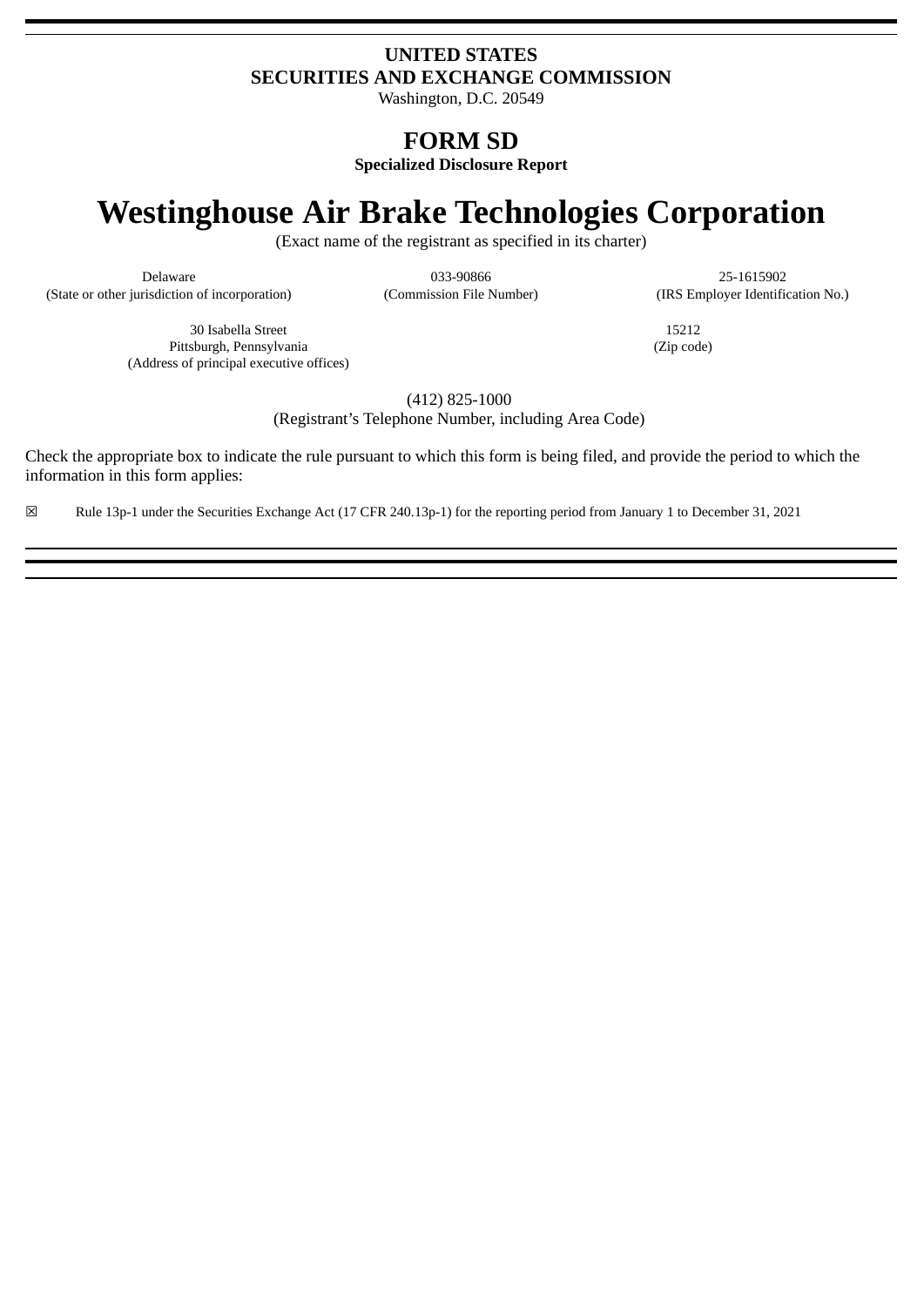**UNITED STATES**
**SECURITIES AND EXCHANGE COMMISSION**
Washington, D.C. 20549

# FORM SD

**Specialized Disclosure Report**

# Westinghouse Air Brake Technologies Corporation

(Exact name of the registrant as specified in its charter)

| Delaware | 033-90866 | 25-1615902 |
|---|---|---|
| (State or other jurisdiction of incorporation) | (Commission File Number) | (IRS Employer Identification No.) |

| 30 Isabella Street<br>Pittsburgh, Pennsylvania<br>(Address of principal executive offices) | 15212<br>(Zip code) |
|---|---|

(412) 825-1000
(Registrant's Telephone Number, including Area Code)

Check the appropriate box to indicate the rule pursuant to which this form is being filed, and provide the period to which the information in this form applies:

☒ Rule 13p-1 under the Securities Exchange Act (17 CFR 240.13p-1) for the reporting period from January 1 to December 31, 2021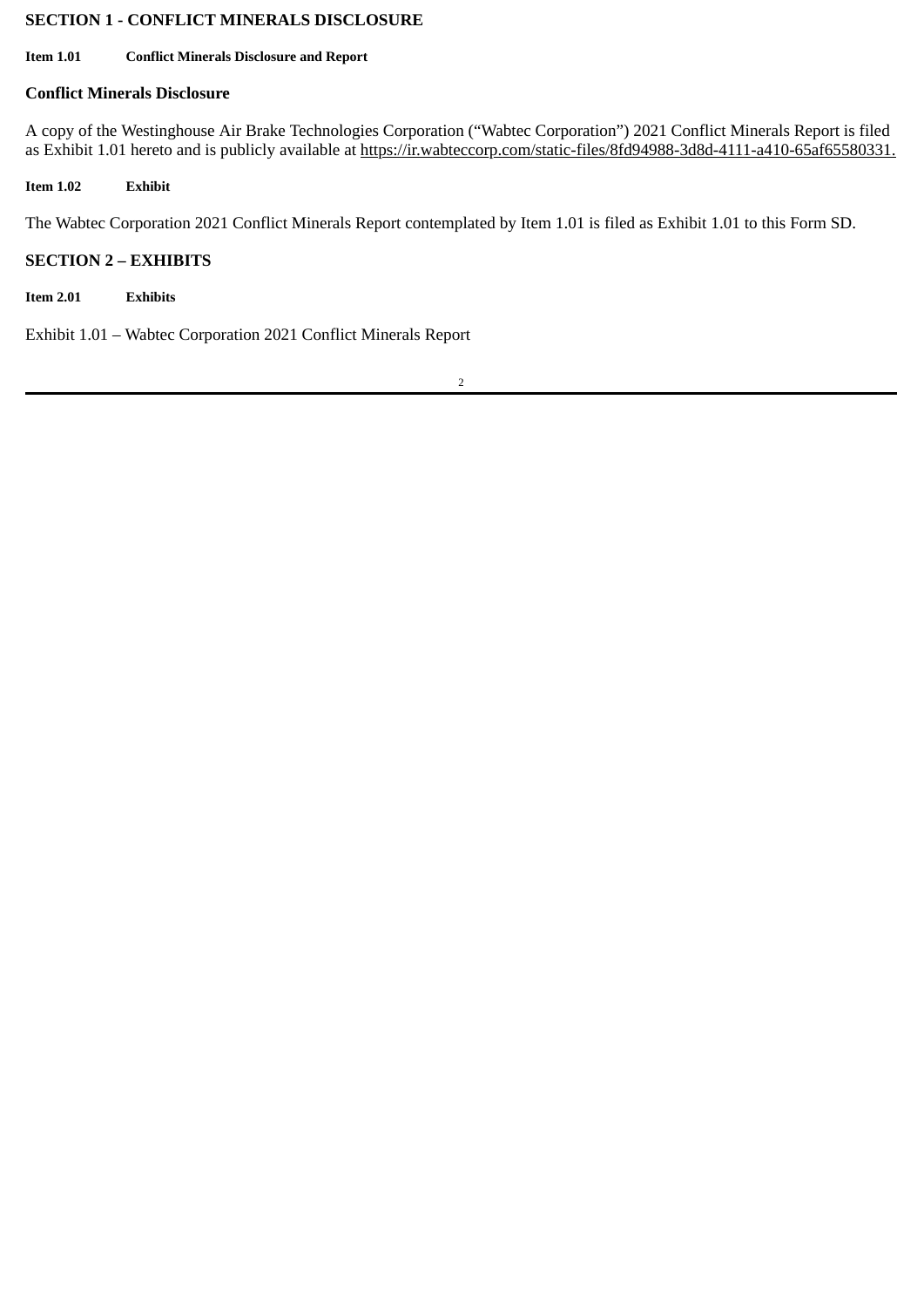## SECTION 1 - CONFLICT MINERALS DISCLOSURE

**Item 1.01 Conflict Minerals Disclosure and Report**

### Conflict Minerals Disclosure

A copy of the Westinghouse Air Brake Technologies Corporation ("Wabtec Corporation") 2021 Conflict Minerals Report is filed as Exhibit 1.01 hereto and is publicly available at https://ir.wabteccorp.com/static-files/8fd94988-3d8d-4111-a410-65af65580331.

**Item 1.02 Exhibit**

The Wabtec Corporation 2021 Conflict Minerals Report contemplated by Item 1.01 is filed as Exhibit 1.01 to this Form SD.

## SECTION 2 – EXHIBITS

**Item 2.01 Exhibits**

Exhibit 1.01 – Wabtec Corporation 2021 Conflict Minerals Report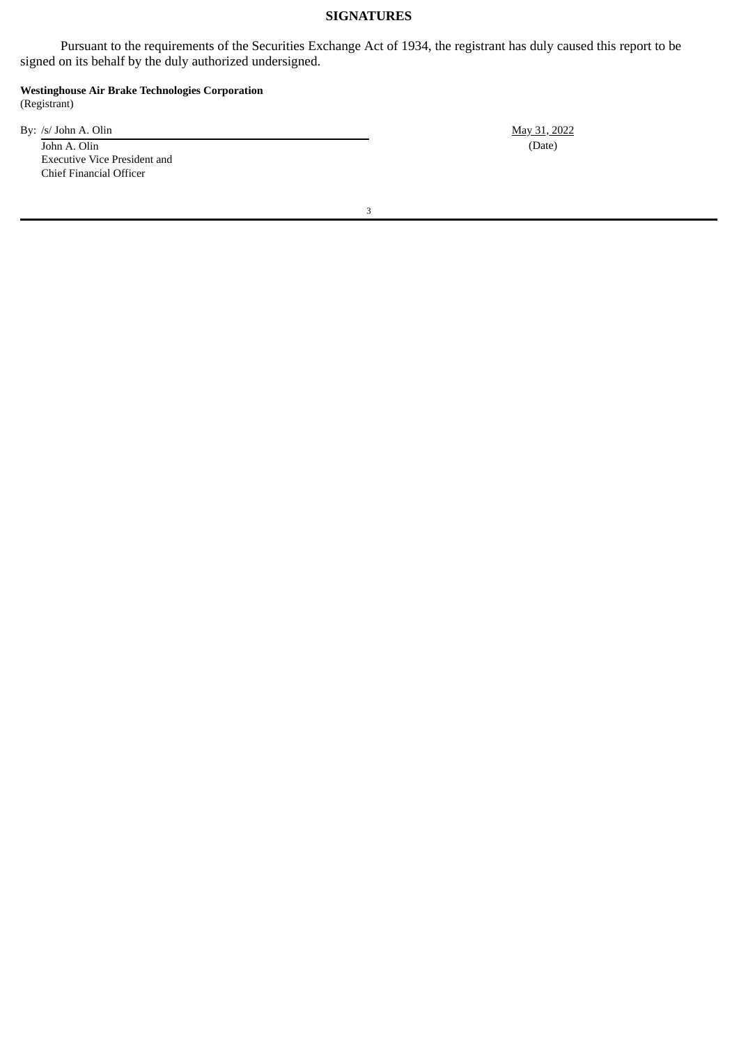## SIGNATURES

Pursuant to the requirements of the Securities Exchange Act of 1934, the registrant has duly caused this report to be signed on its behalf by the duly authorized undersigned.

**Westinghouse Air Brake Technologies Corporation**
(Registrant)

| | |
|---|---|
| By: /s/ John A. Olin | May 31, 2022 |
| John A. Olin<br>Executive Vice President and<br>Chief Financial Officer | (Date) |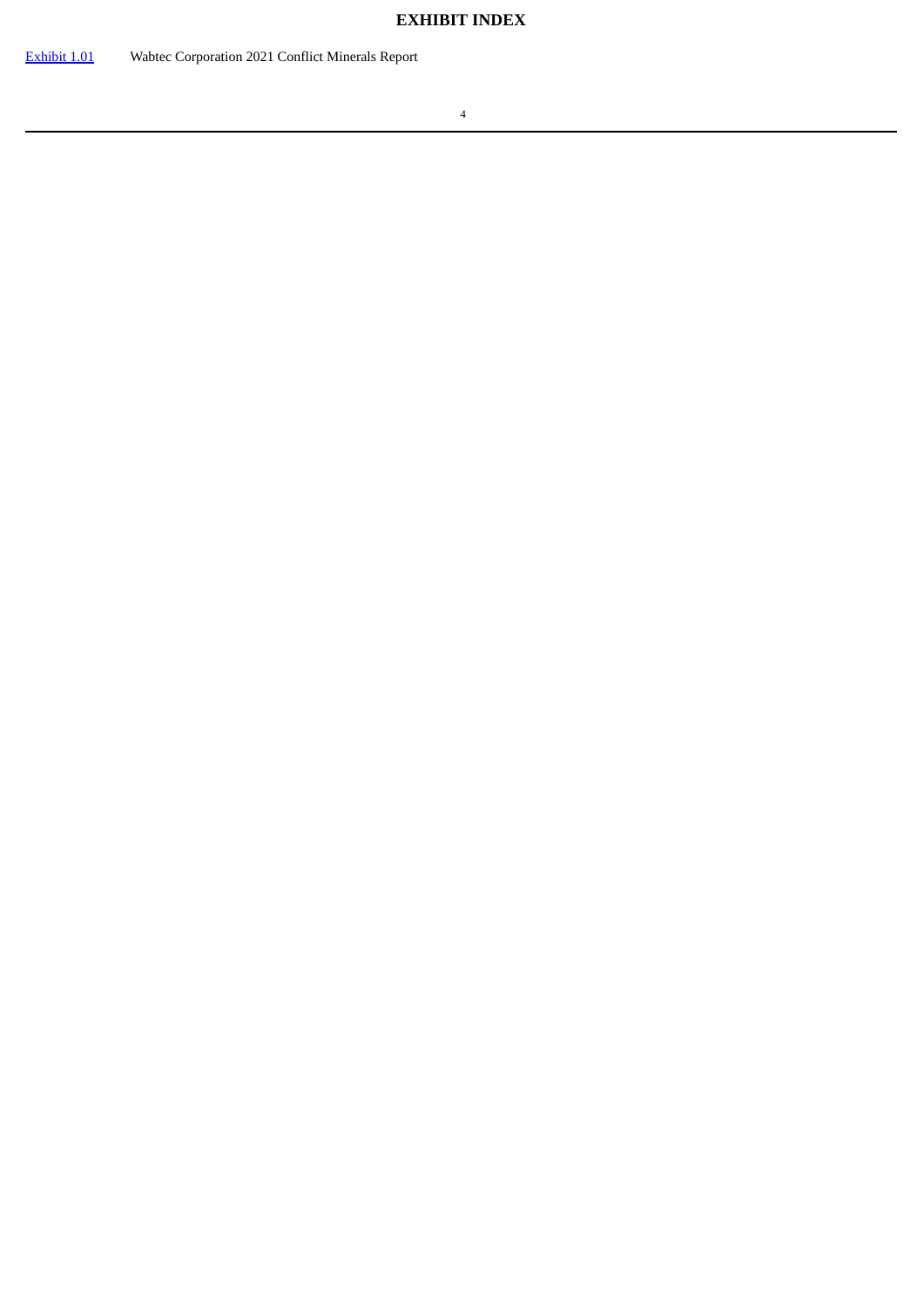**EXHIBIT INDEX**

| | |
|---|---|
| [Exhibit 1.01]() | Wabtec Corporation 2021 Conflict Minerals Report |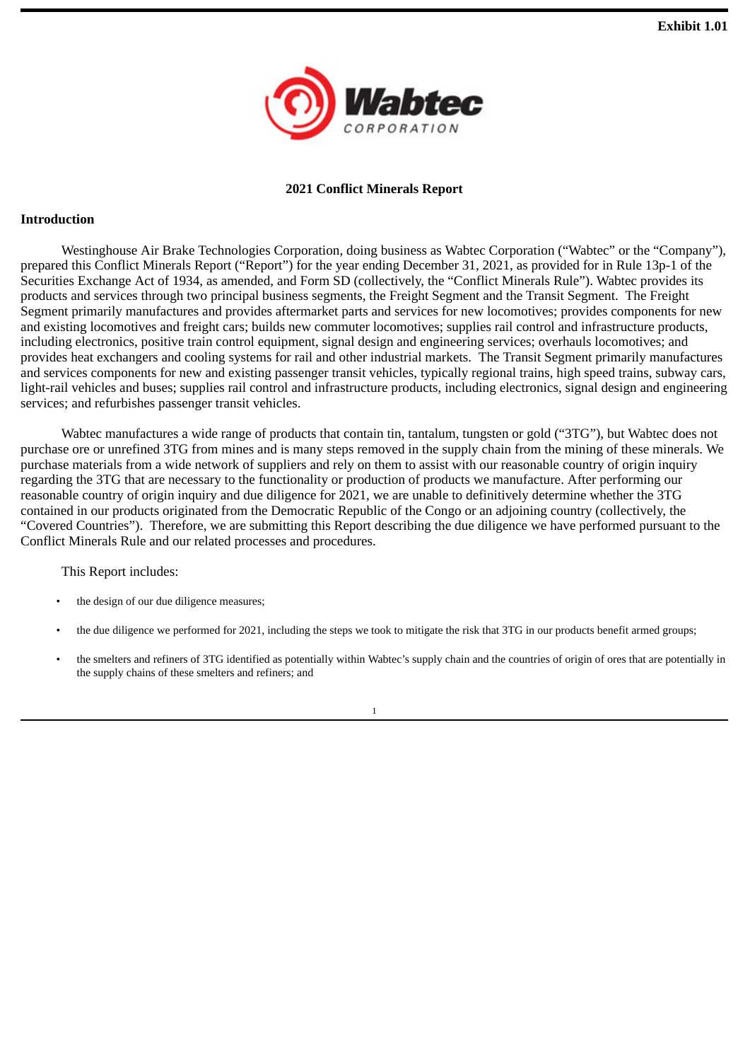Exhibit 1.01

# 2021 Conflict Minerals Report

## Introduction

Westinghouse Air Brake Technologies Corporation, doing business as Wabtec Corporation ("Wabtec" or the "Company"), prepared this Conflict Minerals Report ("Report") for the year ending December 31, 2021, as provided for in Rule 13p-1 of the Securities Exchange Act of 1934, as amended, and Form SD (collectively, the "Conflict Minerals Rule"). Wabtec provides its products and services through two principal business segments, the Freight Segment and the Transit Segment. The Freight Segment primarily manufactures and provides aftermarket parts and services for new locomotives; provides components for new and existing locomotives and freight cars; builds new commuter locomotives; supplies rail control and infrastructure products, including electronics, positive train control equipment, signal design and engineering services; overhauls locomotives; and provides heat exchangers and cooling systems for rail and other industrial markets. The Transit Segment primarily manufactures and services components for new and existing passenger transit vehicles, typically regional trains, high speed trains, subway cars, light-rail vehicles and buses; supplies rail control and infrastructure products, including electronics, signal design and engineering services; and refurbishes passenger transit vehicles.

Wabtec manufactures a wide range of products that contain tin, tantalum, tungsten or gold ("3TG"), but Wabtec does not purchase ore or unrefined 3TG from mines and is many steps removed in the supply chain from the mining of these minerals. We purchase materials from a wide network of suppliers and rely on them to assist with our reasonable country of origin inquiry regarding the 3TG that are necessary to the functionality or production of products we manufacture. After performing our reasonable country of origin inquiry and due diligence for 2021, we are unable to definitively determine whether the 3TG contained in our products originated from the Democratic Republic of the Congo or an adjoining country (collectively, the "Covered Countries"). Therefore, we are submitting this Report describing the due diligence we have performed pursuant to the Conflict Minerals Rule and our related processes and procedures.

This Report includes:

- the design of our due diligence measures;
- the due diligence we performed for 2021, including the steps we took to mitigate the risk that 3TG in our products benefit armed groups;
- the smelters and refiners of 3TG identified as potentially within Wabtec's supply chain and the countries of origin of ores that are potentially in the supply chains of these smelters and refiners; and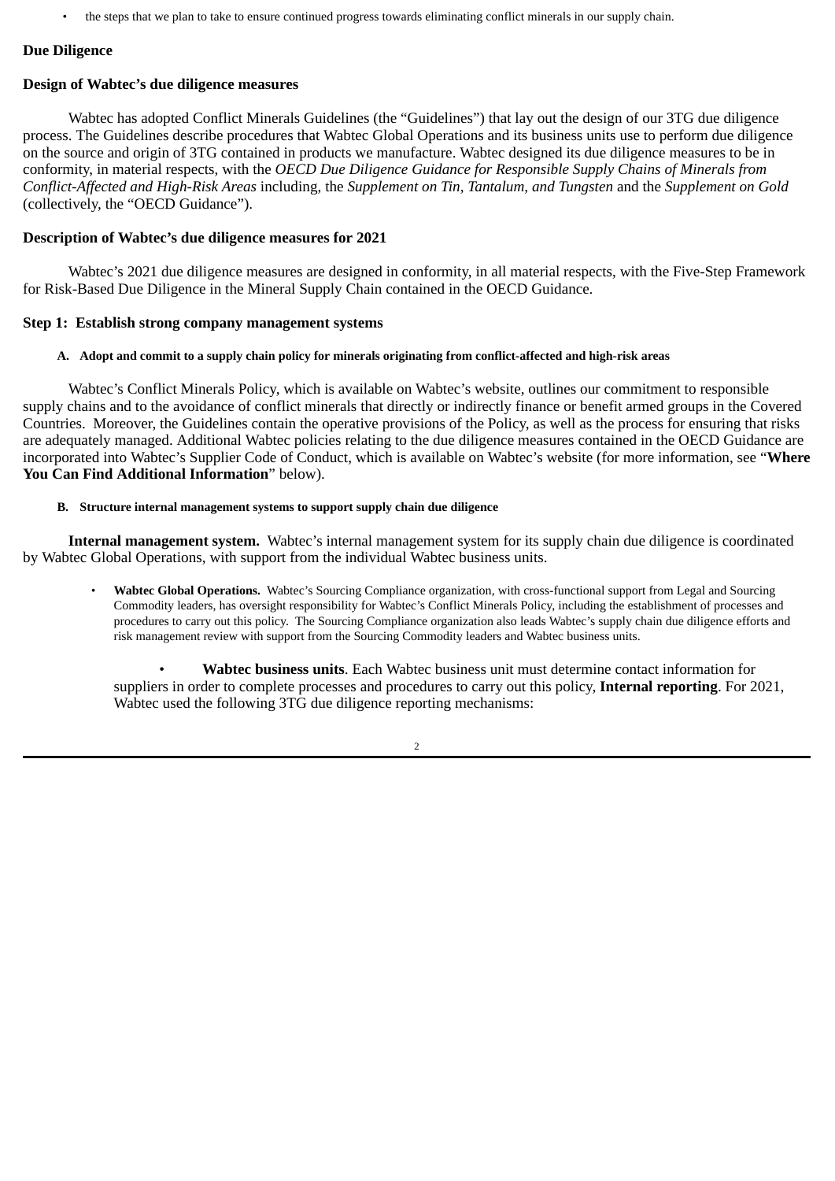- the steps that we plan to take to ensure continued progress towards eliminating conflict minerals in our supply chain.

## Due Diligence

### Design of Wabtec's due diligence measures

Wabtec has adopted Conflict Minerals Guidelines (the "Guidelines") that lay out the design of our 3TG due diligence process. The Guidelines describe procedures that Wabtec Global Operations and its business units use to perform due diligence on the source and origin of 3TG contained in products we manufacture. Wabtec designed its due diligence measures to be in conformity, in material respects, with the *OECD Due Diligence Guidance for Responsible Supply Chains of Minerals from Conflict-Affected and High-Risk Areas* including, the *Supplement on Tin, Tantalum, and Tungsten* and the *Supplement on Gold* (collectively, the "OECD Guidance").

### Description of Wabtec's due diligence measures for 2021

Wabtec's 2021 due diligence measures are designed in conformity, in all material respects, with the Five-Step Framework for Risk-Based Due Diligence in the Mineral Supply Chain contained in the OECD Guidance.

### Step 1: Establish strong company management systems

#### A. Adopt and commit to a supply chain policy for minerals originating from conflict-affected and high-risk areas

Wabtec's Conflict Minerals Policy, which is available on Wabtec's website, outlines our commitment to responsible supply chains and to the avoidance of conflict minerals that directly or indirectly finance or benefit armed groups in the Covered Countries. Moreover, the Guidelines contain the operative provisions of the Policy, as well as the process for ensuring that risks are adequately managed. Additional Wabtec policies relating to the due diligence measures contained in the OECD Guidance are incorporated into Wabtec's Supplier Code of Conduct, which is available on Wabtec's website (for more information, see "**Where You Can Find Additional Information**" below).

#### B. Structure internal management systems to support supply chain due diligence

**Internal management system.** Wabtec's internal management system for its supply chain due diligence is coordinated by Wabtec Global Operations, with support from the individual Wabtec business units.

- **Wabtec Global Operations.** Wabtec's Sourcing Compliance organization, with cross-functional support from Legal and Sourcing Commodity leaders, has oversight responsibility for Wabtec's Conflict Minerals Policy, including the establishment of processes and procedures to carry out this policy. The Sourcing Compliance organization also leads Wabtec's supply chain due diligence efforts and risk management review with support from the Sourcing Commodity leaders and Wabtec business units.

- **Wabtec business units**. Each Wabtec business unit must determine contact information for suppliers in order to complete processes and procedures to carry out this policy, **Internal reporting**. For 2021, Wabtec used the following 3TG due diligence reporting mechanisms: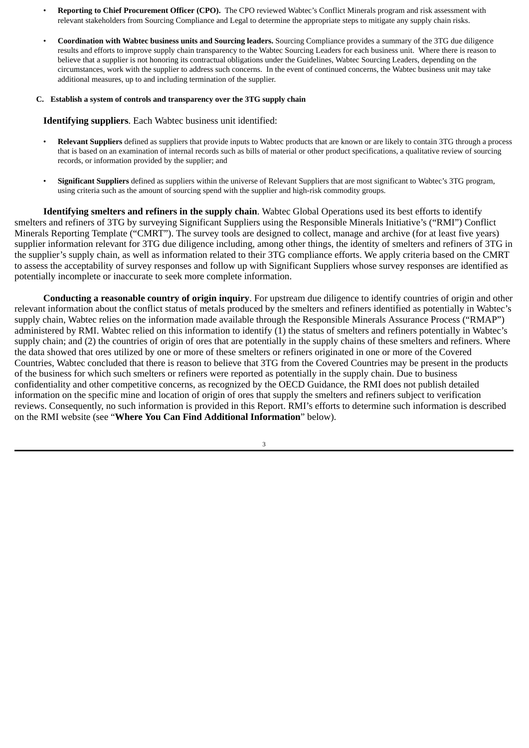- **Reporting to Chief Procurement Officer (CPO).** The CPO reviewed Wabtec's Conflict Minerals program and risk assessment with relevant stakeholders from Sourcing Compliance and Legal to determine the appropriate steps to mitigate any supply chain risks.

- **Coordination with Wabtec business units and Sourcing leaders.** Sourcing Compliance provides a summary of the 3TG due diligence results and efforts to improve supply chain transparency to the Wabtec Sourcing Leaders for each business unit. Where there is reason to believe that a supplier is not honoring its contractual obligations under the Guidelines, Wabtec Sourcing Leaders, depending on the circumstances, work with the supplier to address such concerns. In the event of continued concerns, the Wabtec business unit may take additional measures, up to and including termination of the supplier.

**C. Establish a system of controls and transparency over the 3TG supply chain**

**Identifying suppliers**. Each Wabtec business unit identified:

- **Relevant Suppliers** defined as suppliers that provide inputs to Wabtec products that are known or are likely to contain 3TG through a process that is based on an examination of internal records such as bills of material or other product specifications, a qualitative review of sourcing records, or information provided by the supplier; and

- **Significant Suppliers** defined as suppliers within the universe of Relevant Suppliers that are most significant to Wabtec's 3TG program, using criteria such as the amount of sourcing spend with the supplier and high-risk commodity groups.

**Identifying smelters and refiners in the supply chain**. Wabtec Global Operations used its best efforts to identify smelters and refiners of 3TG by surveying Significant Suppliers using the Responsible Minerals Initiative's ("RMI") Conflict Minerals Reporting Template ("CMRT"). The survey tools are designed to collect, manage and archive (for at least five years) supplier information relevant for 3TG due diligence including, among other things, the identity of smelters and refiners of 3TG in the supplier's supply chain, as well as information related to their 3TG compliance efforts. We apply criteria based on the CMRT to assess the acceptability of survey responses and follow up with Significant Suppliers whose survey responses are identified as potentially incomplete or inaccurate to seek more complete information.

**Conducting a reasonable country of origin inquiry**. For upstream due diligence to identify countries of origin and other relevant information about the conflict status of metals produced by the smelters and refiners identified as potentially in Wabtec's supply chain, Wabtec relies on the information made available through the Responsible Minerals Assurance Process ("RMAP") administered by RMI. Wabtec relied on this information to identify (1) the status of smelters and refiners potentially in Wabtec's supply chain; and (2) the countries of origin of ores that are potentially in the supply chains of these smelters and refiners. Where the data showed that ores utilized by one or more of these smelters or refiners originated in one or more of the Covered Countries, Wabtec concluded that there is reason to believe that 3TG from the Covered Countries may be present in the products of the business for which such smelters or refiners were reported as potentially in the supply chain. Due to business confidentiality and other competitive concerns, as recognized by the OECD Guidance, the RMI does not publish detailed information on the specific mine and location of origin of ores that supply the smelters and refiners subject to verification reviews. Consequently, no such information is provided in this Report. RMI's efforts to determine such information is described on the RMI website (see "**Where You Can Find Additional Information**" below).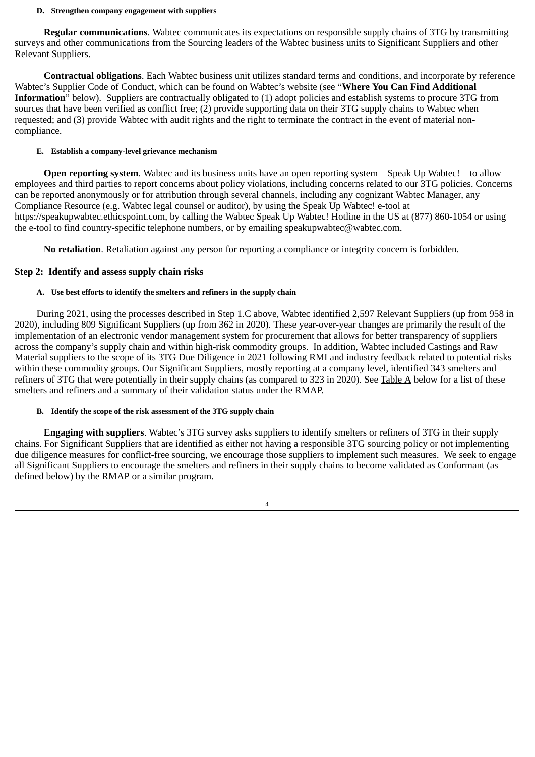#### D. Strengthen company engagement with suppliers

**Regular communications**. Wabtec communicates its expectations on responsible supply chains of 3TG by transmitting surveys and other communications from the Sourcing leaders of the Wabtec business units to Significant Suppliers and other Relevant Suppliers.

**Contractual obligations**. Each Wabtec business unit utilizes standard terms and conditions, and incorporate by reference Wabtec's Supplier Code of Conduct, which can be found on Wabtec's website (see "**Where You Can Find Additional Information**" below). Suppliers are contractually obligated to (1) adopt policies and establish systems to procure 3TG from sources that have been verified as conflict free; (2) provide supporting data on their 3TG supply chains to Wabtec when requested; and (3) provide Wabtec with audit rights and the right to terminate the contract in the event of material non-compliance.

#### E. Establish a company-level grievance mechanism

**Open reporting system**. Wabtec and its business units have an open reporting system – Speak Up Wabtec! – to allow employees and third parties to report concerns about policy violations, including concerns related to our 3TG policies. Concerns can be reported anonymously or for attribution through several channels, including any cognizant Wabtec Manager, any Compliance Resource (e.g. Wabtec legal counsel or auditor), by using the Speak Up Wabtec! e-tool at https://speakupwabtec.ethicspoint.com, by calling the Wabtec Speak Up Wabtec! Hotline in the US at (877) 860-1054 or using the e-tool to find country-specific telephone numbers, or by emailing speakupwabtec@wabtec.com.

**No retaliation**. Retaliation against any person for reporting a compliance or integrity concern is forbidden.

### Step 2: Identify and assess supply chain risks

#### A. Use best efforts to identify the smelters and refiners in the supply chain

During 2021, using the processes described in Step 1.C above, Wabtec identified 2,597 Relevant Suppliers (up from 958 in 2020), including 809 Significant Suppliers (up from 362 in 2020). These year-over-year changes are primarily the result of the implementation of an electronic vendor management system for procurement that allows for better transparency of suppliers across the company's supply chain and within high-risk commodity groups. In addition, Wabtec included Castings and Raw Material suppliers to the scope of its 3TG Due Diligence in 2021 following RMI and industry feedback related to potential risks within these commodity groups. Our Significant Suppliers, mostly reporting at a company level, identified 343 smelters and refiners of 3TG that were potentially in their supply chains (as compared to 323 in 2020). See Table A below for a list of these smelters and refiners and a summary of their validation status under the RMAP.

#### B. Identify the scope of the risk assessment of the 3TG supply chain

**Engaging with suppliers**. Wabtec's 3TG survey asks suppliers to identify smelters or refiners of 3TG in their supply chains. For Significant Suppliers that are identified as either not having a responsible 3TG sourcing policy or not implementing due diligence measures for conflict-free sourcing, we encourage those suppliers to implement such measures. We seek to engage all Significant Suppliers to encourage the smelters and refiners in their supply chains to become validated as Conformant (as defined below) by the RMAP or a similar program.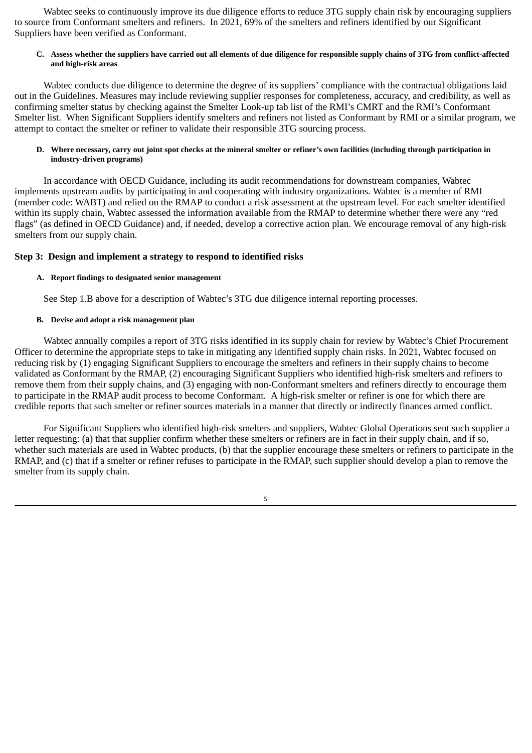Wabtec seeks to continuously improve its due diligence efforts to reduce 3TG supply chain risk by encouraging suppliers to source from Conformant smelters and refiners. In 2021, 69% of the smelters and refiners identified by our Significant Suppliers have been verified as Conformant.

**C. Assess whether the suppliers have carried out all elements of due diligence for responsible supply chains of 3TG from conflict-affected and high-risk areas**

Wabtec conducts due diligence to determine the degree of its suppliers' compliance with the contractual obligations laid out in the Guidelines. Measures may include reviewing supplier responses for completeness, accuracy, and credibility, as well as confirming smelter status by checking against the Smelter Look-up tab list of the RMI's CMRT and the RMI's Conformant Smelter list. When Significant Suppliers identify smelters and refiners not listed as Conformant by RMI or a similar program, we attempt to contact the smelter or refiner to validate their responsible 3TG sourcing process.

**D. Where necessary, carry out joint spot checks at the mineral smelter or refiner's own facilities (including through participation in industry-driven programs)**

In accordance with OECD Guidance, including its audit recommendations for downstream companies, Wabtec implements upstream audits by participating in and cooperating with industry organizations. Wabtec is a member of RMI (member code: WABT) and relied on the RMAP to conduct a risk assessment at the upstream level. For each smelter identified within its supply chain, Wabtec assessed the information available from the RMAP to determine whether there were any "red flags" (as defined in OECD Guidance) and, if needed, develop a corrective action plan. We encourage removal of any high-risk smelters from our supply chain.

### Step 3: Design and implement a strategy to respond to identified risks

**A. Report findings to designated senior management**

See Step 1.B above for a description of Wabtec's 3TG due diligence internal reporting processes.

**B. Devise and adopt a risk management plan**

Wabtec annually compiles a report of 3TG risks identified in its supply chain for review by Wabtec's Chief Procurement Officer to determine the appropriate steps to take in mitigating any identified supply chain risks. In 2021, Wabtec focused on reducing risk by (1) engaging Significant Suppliers to encourage the smelters and refiners in their supply chains to become validated as Conformant by the RMAP, (2) encouraging Significant Suppliers who identified high-risk smelters and refiners to remove them from their supply chains, and (3) engaging with non-Conformant smelters and refiners directly to encourage them to participate in the RMAP audit process to become Conformant. A high-risk smelter or refiner is one for which there are credible reports that such smelter or refiner sources materials in a manner that directly or indirectly finances armed conflict.

For Significant Suppliers who identified high-risk smelters and suppliers, Wabtec Global Operations sent such supplier a letter requesting: (a) that that supplier confirm whether these smelters or refiners are in fact in their supply chain, and if so, whether such materials are used in Wabtec products, (b) that the supplier encourage these smelters or refiners to participate in the RMAP, and (c) that if a smelter or refiner refuses to participate in the RMAP, such supplier should develop a plan to remove the smelter from its supply chain.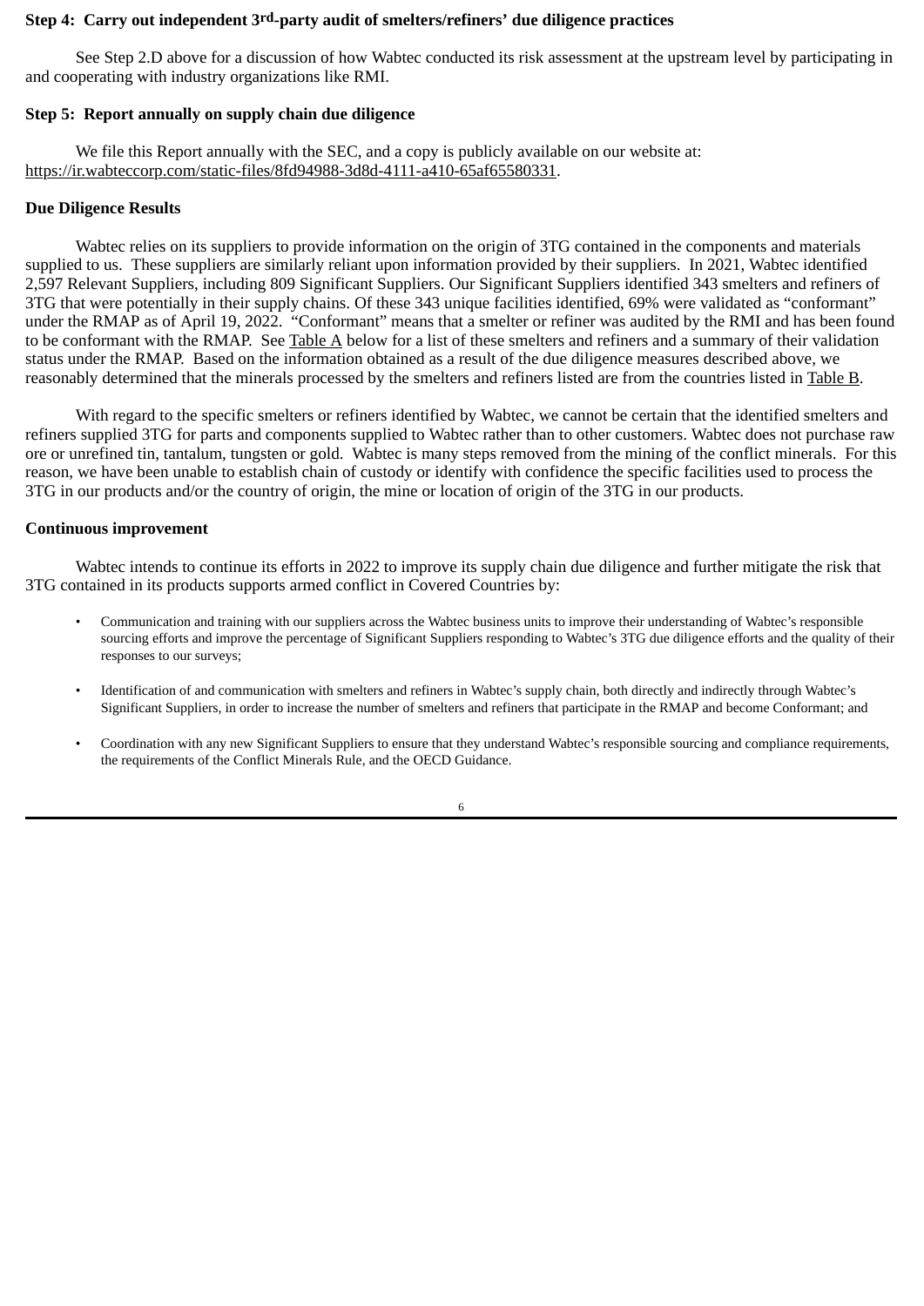**Step 4: Carry out independent 3rd-party audit of smelters/refiners' due diligence practices**

See Step 2.D above for a discussion of how Wabtec conducted its risk assessment at the upstream level by participating in and cooperating with industry organizations like RMI.

**Step 5: Report annually on supply chain due diligence**

We file this Report annually with the SEC, and a copy is publicly available on our website at: https://ir.wabteccorp.com/static-files/8fd94988-3d8d-4111-a410-65af65580331.

**Due Diligence Results**

Wabtec relies on its suppliers to provide information on the origin of 3TG contained in the components and materials supplied to us. These suppliers are similarly reliant upon information provided by their suppliers. In 2021, Wabtec identified 2,597 Relevant Suppliers, including 809 Significant Suppliers. Our Significant Suppliers identified 343 smelters and refiners of 3TG that were potentially in their supply chains. Of these 343 unique facilities identified, 69% were validated as "conformant" under the RMAP as of April 19, 2022. "Conformant" means that a smelter or refiner was audited by the RMI and has been found to be conformant with the RMAP. See Table A below for a list of these smelters and refiners and a summary of their validation status under the RMAP. Based on the information obtained as a result of the due diligence measures described above, we reasonably determined that the minerals processed by the smelters and refiners listed are from the countries listed in Table B.

With regard to the specific smelters or refiners identified by Wabtec, we cannot be certain that the identified smelters and refiners supplied 3TG for parts and components supplied to Wabtec rather than to other customers. Wabtec does not purchase raw ore or unrefined tin, tantalum, tungsten or gold. Wabtec is many steps removed from the mining of the conflict minerals. For this reason, we have been unable to establish chain of custody or identify with confidence the specific facilities used to process the 3TG in our products and/or the country of origin, the mine or location of origin of the 3TG in our products.

**Continuous improvement**

Wabtec intends to continue its efforts in 2022 to improve its supply chain due diligence and further mitigate the risk that 3TG contained in its products supports armed conflict in Covered Countries by:

- Communication and training with our suppliers across the Wabtec business units to improve their understanding of Wabtec's responsible sourcing efforts and improve the percentage of Significant Suppliers responding to Wabtec's 3TG due diligence efforts and the quality of their responses to our surveys;
- Identification of and communication with smelters and refiners in Wabtec's supply chain, both directly and indirectly through Wabtec's Significant Suppliers, in order to increase the number of smelters and refiners that participate in the RMAP and become Conformant; and
- Coordination with any new Significant Suppliers to ensure that they understand Wabtec's responsible sourcing and compliance requirements, the requirements of the Conflict Minerals Rule, and the OECD Guidance.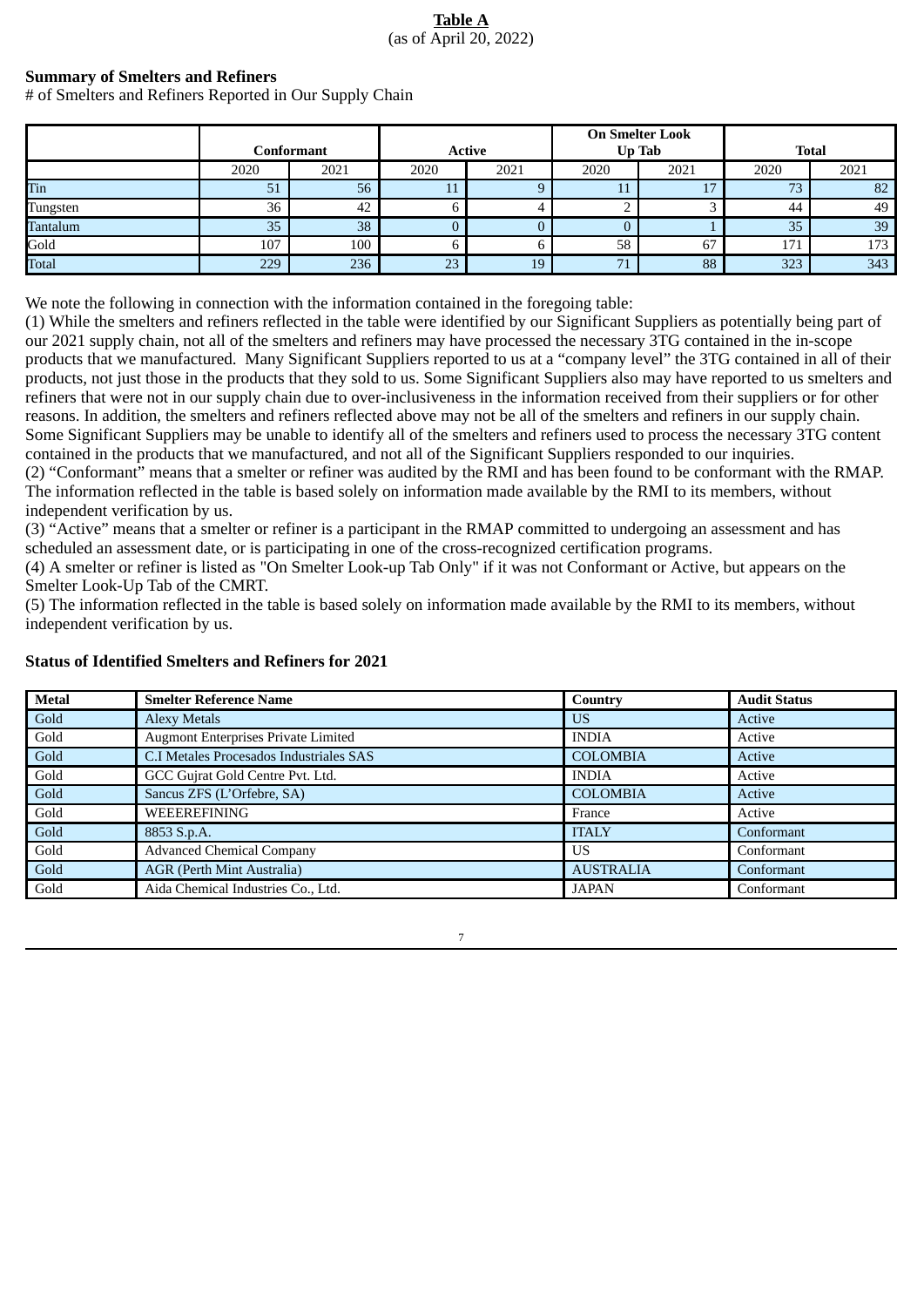**Table A**
(as of April 20, 2022)

**Summary of Smelters and Refiners**
# of Smelters and Refiners Reported in Our Supply Chain

| | Conformant | | Active | | On Smelter Look Up Tab | | Total | |
|---|---|---|---|---|---|---|---|---|
| | 2020 | 2021 | 2020 | 2021 | 2020 | 2021 | 2020 | 2021 |
| Tin | 51 | 56 | 11 | 9 | 11 | 17 | 73 | 82 |
| Tungsten | 36 | 42 | 6 | 4 | 2 | 3 | 44 | 49 |
| Tantalum | 35 | 38 | 0 | 0 | 0 | 1 | 35 | 39 |
| Gold | 107 | 100 | 6 | 6 | 58 | 67 | 171 | 173 |
| Total | 229 | 236 | 23 | 19 | 71 | 88 | 323 | 343 |

We note the following in connection with the information contained in the foregoing table:
(1) While the smelters and refiners reflected in the table were identified by our Significant Suppliers as potentially being part of our 2021 supply chain, not all of the smelters and refiners may have processed the necessary 3TG contained in the in-scope products that we manufactured. Many Significant Suppliers reported to us at a "company level" the 3TG contained in all of their products, not just those in the products that they sold to us. Some Significant Suppliers also may have reported to us smelters and refiners that were not in our supply chain due to over-inclusiveness in the information received from their suppliers or for other reasons. In addition, the smelters and refiners reflected above may not be all of the smelters and refiners in our supply chain. Some Significant Suppliers may be unable to identify all of the smelters and refiners used to process the necessary 3TG content contained in the products that we manufactured, and not all of the Significant Suppliers responded to our inquiries.
(2) "Conformant" means that a smelter or refiner was audited by the RMI and has been found to be conformant with the RMAP. The information reflected in the table is based solely on information made available by the RMI to its members, without independent verification by us.
(3) "Active" means that a smelter or refiner is a participant in the RMAP committed to undergoing an assessment and has scheduled an assessment date, or is participating in one of the cross-recognized certification programs.
(4) A smelter or refiner is listed as "On Smelter Look-up Tab Only" if it was not Conformant or Active, but appears on the Smelter Look-Up Tab of the CMRT.
(5) The information reflected in the table is based solely on information made available by the RMI to its members, without independent verification by us.

**Status of Identified Smelters and Refiners for 2021**

| Metal | Smelter Reference Name | Country | Audit Status |
|---|---|---|---|
| Gold | Alexy Metals | US | Active |
| Gold | Augmont Enterprises Private Limited | INDIA | Active |
| Gold | C.I Metales Procesados Industriales SAS | COLOMBIA | Active |
| Gold | GCC Gujrat Gold Centre Pvt. Ltd. | INDIA | Active |
| Gold | Sancus ZFS (L'Orfebre, SA) | COLOMBIA | Active |
| Gold | WEEEREFINING | France | Active |
| Gold | 8853 S.p.A. | ITALY | Conformant |
| Gold | Advanced Chemical Company | US | Conformant |
| Gold | AGR (Perth Mint Australia) | AUSTRALIA | Conformant |
| Gold | Aida Chemical Industries Co., Ltd. | JAPAN | Conformant |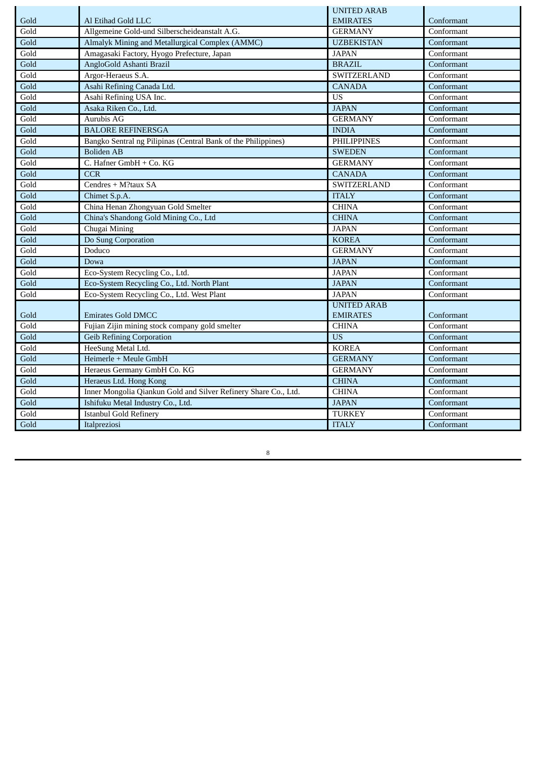| Gold | Al Etihad Gold LLC | UNITED ARAB EMIRATES | Conformant |
|---|---|---|---|
| Gold | Allgemeine Gold-und Silberscheideanstalt A.G. | GERMANY | Conformant |
| Gold | Almalyk Mining and Metallurgical Complex (AMMC) | UZBEKISTAN | Conformant |
| Gold | Amagasaki Factory, Hyogo Prefecture, Japan | JAPAN | Conformant |
| Gold | AngloGold Ashanti Brazil | BRAZIL | Conformant |
| Gold | Argor-Heraeus S.A. | SWITZERLAND | Conformant |
| Gold | Asahi Refining Canada Ltd. | CANADA | Conformant |
| Gold | Asahi Refining USA Inc. | US | Conformant |
| Gold | Asaka Riken Co., Ltd. | JAPAN | Conformant |
| Gold | Aurubis AG | GERMANY | Conformant |
| Gold | BALORE REFINERSGA | INDIA | Conformant |
| Gold | Bangko Sentral ng Pilipinas (Central Bank of the Philippines) | PHILIPPINES | Conformant |
| Gold | Boliden AB | SWEDEN | Conformant |
| Gold | C. Hafner GmbH + Co. KG | GERMANY | Conformant |
| Gold | CCR | CANADA | Conformant |
| Gold | Cendres + M?taux SA | SWITZERLAND | Conformant |
| Gold | Chimet S.p.A. | ITALY | Conformant |
| Gold | China Henan Zhongyuan Gold Smelter | CHINA | Conformant |
| Gold | China's Shandong Gold Mining Co., Ltd | CHINA | Conformant |
| Gold | Chugai Mining | JAPAN | Conformant |
| Gold | Do Sung Corporation | KOREA | Conformant |
| Gold | Doduco | GERMANY | Conformant |
| Gold | Dowa | JAPAN | Conformant |
| Gold | Eco-System Recycling Co., Ltd. | JAPAN | Conformant |
| Gold | Eco-System Recycling Co., Ltd. North Plant | JAPAN | Conformant |
| Gold | Eco-System Recycling Co., Ltd. West Plant | JAPAN | Conformant |
| Gold | Emirates Gold DMCC | UNITED ARAB EMIRATES | Conformant |
| Gold | Fujian Zijin mining stock company gold smelter | CHINA | Conformant |
| Gold | Geib Refining Corporation | US | Conformant |
| Gold | HeeSung Metal Ltd. | KOREA | Conformant |
| Gold | Heimerle + Meule GmbH | GERMANY | Conformant |
| Gold | Heraeus Germany GmbH Co. KG | GERMANY | Conformant |
| Gold | Heraeus Ltd. Hong Kong | CHINA | Conformant |
| Gold | Inner Mongolia Qiankun Gold and Silver Refinery Share Co., Ltd. | CHINA | Conformant |
| Gold | Ishifuku Metal Industry Co., Ltd. | JAPAN | Conformant |
| Gold | Istanbul Gold Refinery | TURKEY | Conformant |
| Gold | Italpreziosi | ITALY | Conformant |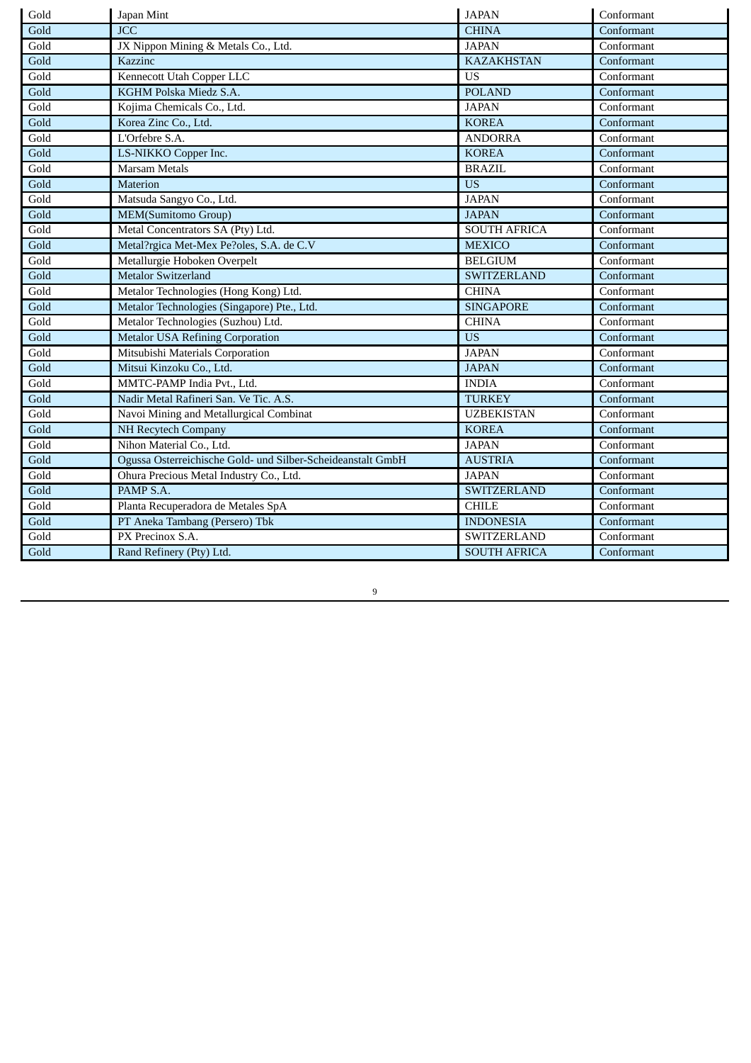| Gold | Japan Mint | JAPAN | Conformant |
|---|---|---|---|
| Gold | JCC | CHINA | Conformant |
| Gold | JX Nippon Mining & Metals Co., Ltd. | JAPAN | Conformant |
| Gold | Kazzinc | KAZAKHSTAN | Conformant |
| Gold | Kennecott Utah Copper LLC | US | Conformant |
| Gold | KGHM Polska Miedz S.A. | POLAND | Conformant |
| Gold | Kojima Chemicals Co., Ltd. | JAPAN | Conformant |
| Gold | Korea Zinc Co., Ltd. | KOREA | Conformant |
| Gold | L'Orfebre S.A. | ANDORRA | Conformant |
| Gold | LS-NIKKO Copper Inc. | KOREA | Conformant |
| Gold | Marsam Metals | BRAZIL | Conformant |
| Gold | Materion | US | Conformant |
| Gold | Matsuda Sangyo Co., Ltd. | JAPAN | Conformant |
| Gold | MEM(Sumitomo Group) | JAPAN | Conformant |
| Gold | Metal Concentrators SA (Pty) Ltd. | SOUTH AFRICA | Conformant |
| Gold | Metal?rgica Met-Mex Pe?oles, S.A. de C.V | MEXICO | Conformant |
| Gold | Metallurgie Hoboken Overpelt | BELGIUM | Conformant |
| Gold | Metalor Switzerland | SWITZERLAND | Conformant |
| Gold | Metalor Technologies (Hong Kong) Ltd. | CHINA | Conformant |
| Gold | Metalor Technologies (Singapore) Pte., Ltd. | SINGAPORE | Conformant |
| Gold | Metalor Technologies (Suzhou) Ltd. | CHINA | Conformant |
| Gold | Metalor USA Refining Corporation | US | Conformant |
| Gold | Mitsubishi Materials Corporation | JAPAN | Conformant |
| Gold | Mitsui Kinzoku Co., Ltd. | JAPAN | Conformant |
| Gold | MMTC-PAMP India Pvt., Ltd. | INDIA | Conformant |
| Gold | Nadir Metal Rafineri San. Ve Tic. A.S. | TURKEY | Conformant |
| Gold | Navoi Mining and Metallurgical Combinat | UZBEKISTAN | Conformant |
| Gold | NH Recytech Company | KOREA | Conformant |
| Gold | Nihon Material Co., Ltd. | JAPAN | Conformant |
| Gold | Ogussa Osterreichische Gold- und Silber-Scheideanstalt GmbH | AUSTRIA | Conformant |
| Gold | Ohura Precious Metal Industry Co., Ltd. | JAPAN | Conformant |
| Gold | PAMP S.A. | SWITZERLAND | Conformant |
| Gold | Planta Recuperadora de Metales SpA | CHILE | Conformant |
| Gold | PT Aneka Tambang (Persero) Tbk | INDONESIA | Conformant |
| Gold | PX Precinox S.A. | SWITZERLAND | Conformant |
| Gold | Rand Refinery (Pty) Ltd. | SOUTH AFRICA | Conformant |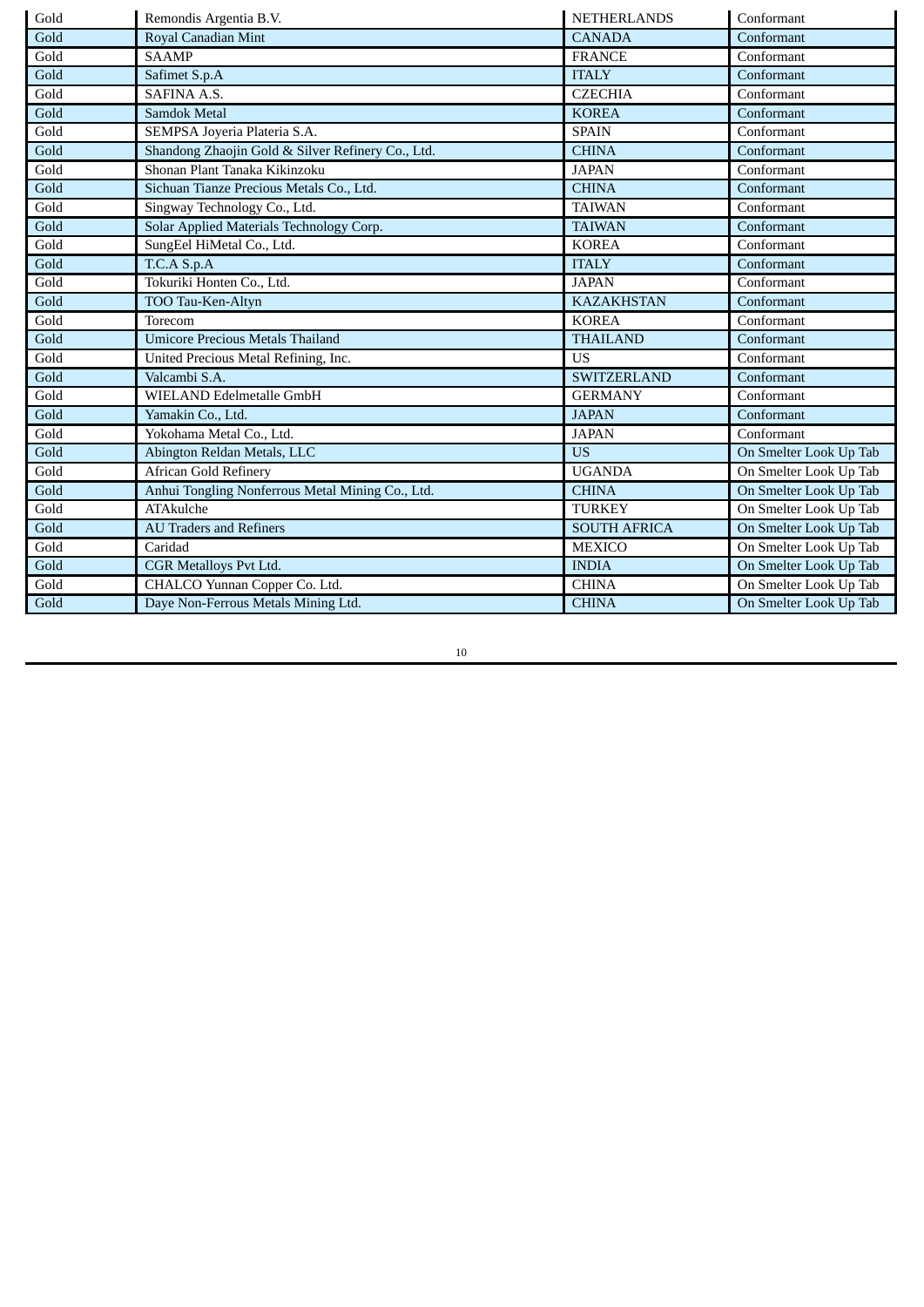| Gold | Remondis Argentia B.V. | NETHERLANDS | Conformant |
|---|---|---|---|
| Gold | Royal Canadian Mint | CANADA | Conformant |
| Gold | SAAMP | FRANCE | Conformant |
| Gold | Safimet S.p.A | ITALY | Conformant |
| Gold | SAFINA A.S. | CZECHIA | Conformant |
| Gold | Samdok Metal | KOREA | Conformant |
| Gold | SEMPSA Joyeria Plateria S.A. | SPAIN | Conformant |
| Gold | Shandong Zhaojin Gold & Silver Refinery Co., Ltd. | CHINA | Conformant |
| Gold | Shonan Plant Tanaka Kikinzoku | JAPAN | Conformant |
| Gold | Sichuan Tianze Precious Metals Co., Ltd. | CHINA | Conformant |
| Gold | Singway Technology Co., Ltd. | TAIWAN | Conformant |
| Gold | Solar Applied Materials Technology Corp. | TAIWAN | Conformant |
| Gold | SungEel HiMetal Co., Ltd. | KOREA | Conformant |
| Gold | T.C.A S.p.A | ITALY | Conformant |
| Gold | Tokuriki Honten Co., Ltd. | JAPAN | Conformant |
| Gold | TOO Tau-Ken-Altyn | KAZAKHSTAN | Conformant |
| Gold | Torecom | KOREA | Conformant |
| Gold | Umicore Precious Metals Thailand | THAILAND | Conformant |
| Gold | United Precious Metal Refining, Inc. | US | Conformant |
| Gold | Valcambi S.A. | SWITZERLAND | Conformant |
| Gold | WIELAND Edelmetalle GmbH | GERMANY | Conformant |
| Gold | Yamakin Co., Ltd. | JAPAN | Conformant |
| Gold | Yokohama Metal Co., Ltd. | JAPAN | Conformant |
| Gold | Abington Reldan Metals, LLC | US | On Smelter Look Up Tab |
| Gold | African Gold Refinery | UGANDA | On Smelter Look Up Tab |
| Gold | Anhui Tongling Nonferrous Metal Mining Co., Ltd. | CHINA | On Smelter Look Up Tab |
| Gold | ATAkulche | TURKEY | On Smelter Look Up Tab |
| Gold | AU Traders and Refiners | SOUTH AFRICA | On Smelter Look Up Tab |
| Gold | Caridad | MEXICO | On Smelter Look Up Tab |
| Gold | CGR Metalloys Pvt Ltd. | INDIA | On Smelter Look Up Tab |
| Gold | CHALCO Yunnan Copper Co. Ltd. | CHINA | On Smelter Look Up Tab |
| Gold | Daye Non-Ferrous Metals Mining Ltd. | CHINA | On Smelter Look Up Tab |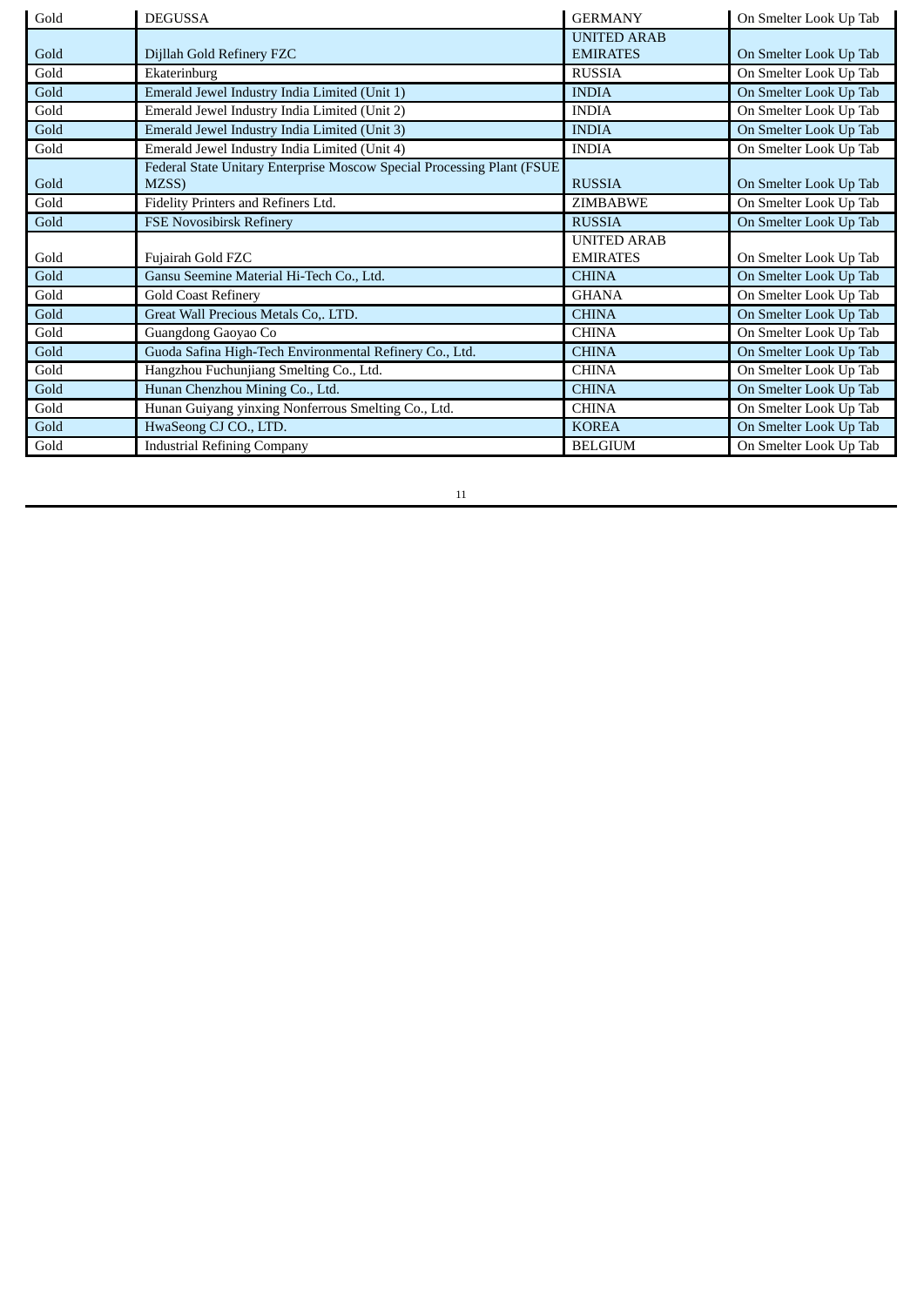| Gold | DEGUSSA | GERMANY | On Smelter Look Up Tab |
|---|---|---|---|
| Gold | Dijllah Gold Refinery FZC | UNITED ARAB EMIRATES | On Smelter Look Up Tab |
| Gold | Ekaterinburg | RUSSIA | On Smelter Look Up Tab |
| Gold | Emerald Jewel Industry India Limited (Unit 1) | INDIA | On Smelter Look Up Tab |
| Gold | Emerald Jewel Industry India Limited (Unit 2) | INDIA | On Smelter Look Up Tab |
| Gold | Emerald Jewel Industry India Limited (Unit 3) | INDIA | On Smelter Look Up Tab |
| Gold | Emerald Jewel Industry India Limited (Unit 4) | INDIA | On Smelter Look Up Tab |
| Gold | Federal State Unitary Enterprise Moscow Special Processing Plant (FSUE MZSS) | RUSSIA | On Smelter Look Up Tab |
| Gold | Fidelity Printers and Refiners Ltd. | ZIMBABWE | On Smelter Look Up Tab |
| Gold | FSE Novosibirsk Refinery | RUSSIA | On Smelter Look Up Tab |
| Gold | Fujairah Gold FZC | UNITED ARAB EMIRATES | On Smelter Look Up Tab |
| Gold | Gansu Seemine Material Hi-Tech Co., Ltd. | CHINA | On Smelter Look Up Tab |
| Gold | Gold Coast Refinery | GHANA | On Smelter Look Up Tab |
| Gold | Great Wall Precious Metals Co,. LTD. | CHINA | On Smelter Look Up Tab |
| Gold | Guangdong Gaoyao Co | CHINA | On Smelter Look Up Tab |
| Gold | Guoda Safina High-Tech Environmental Refinery Co., Ltd. | CHINA | On Smelter Look Up Tab |
| Gold | Hangzhou Fuchunjiang Smelting Co., Ltd. | CHINA | On Smelter Look Up Tab |
| Gold | Hunan Chenzhou Mining Co., Ltd. | CHINA | On Smelter Look Up Tab |
| Gold | Hunan Guiyang yinxing Nonferrous Smelting Co., Ltd. | CHINA | On Smelter Look Up Tab |
| Gold | HwaSeong CJ CO., LTD. | KOREA | On Smelter Look Up Tab |
| Gold | Industrial Refining Company | BELGIUM | On Smelter Look Up Tab |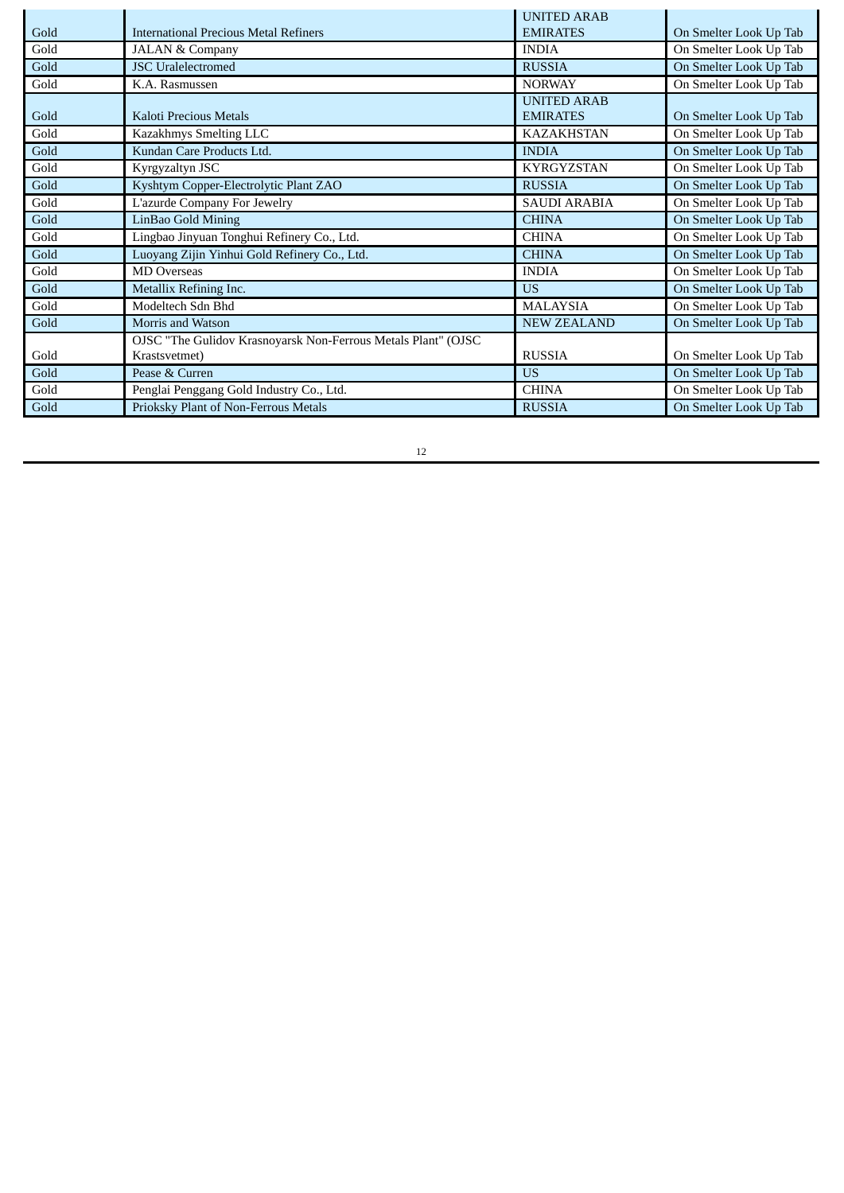| | | | |
|---|---|---|---|
| Gold | International Precious Metal Refiners | UNITED ARAB EMIRATES | On Smelter Look Up Tab |
| Gold | JALAN & Company | INDIA | On Smelter Look Up Tab |
| Gold | JSC Uralelectromed | RUSSIA | On Smelter Look Up Tab |
| Gold | K.A. Rasmussen | NORWAY | On Smelter Look Up Tab |
| Gold | Kaloti Precious Metals | UNITED ARAB EMIRATES | On Smelter Look Up Tab |
| Gold | Kazakhmys Smelting LLC | KAZAKHSTAN | On Smelter Look Up Tab |
| Gold | Kundan Care Products Ltd. | INDIA | On Smelter Look Up Tab |
| Gold | Kyrgyzaltyn JSC | KYRGYZSTAN | On Smelter Look Up Tab |
| Gold | Kyshtym Copper-Electrolytic Plant ZAO | RUSSIA | On Smelter Look Up Tab |
| Gold | L'azurde Company For Jewelry | SAUDI ARABIA | On Smelter Look Up Tab |
| Gold | LinBao Gold Mining | CHINA | On Smelter Look Up Tab |
| Gold | Lingbao Jinyuan Tonghui Refinery Co., Ltd. | CHINA | On Smelter Look Up Tab |
| Gold | Luoyang Zijin Yinhui Gold Refinery Co., Ltd. | CHINA | On Smelter Look Up Tab |
| Gold | MD Overseas | INDIA | On Smelter Look Up Tab |
| Gold | Metallix Refining Inc. | US | On Smelter Look Up Tab |
| Gold | Modeltech Sdn Bhd | MALAYSIA | On Smelter Look Up Tab |
| Gold | Morris and Watson | NEW ZEALAND | On Smelter Look Up Tab |
| Gold | OJSC "The Gulidov Krasnoyarsk Non-Ferrous Metals Plant" (OJSC Krastsvetmet) | RUSSIA | On Smelter Look Up Tab |
| Gold | Pease & Curren | US | On Smelter Look Up Tab |
| Gold | Penglai Penggang Gold Industry Co., Ltd. | CHINA | On Smelter Look Up Tab |
| Gold | Prioksky Plant of Non-Ferrous Metals | RUSSIA | On Smelter Look Up Tab |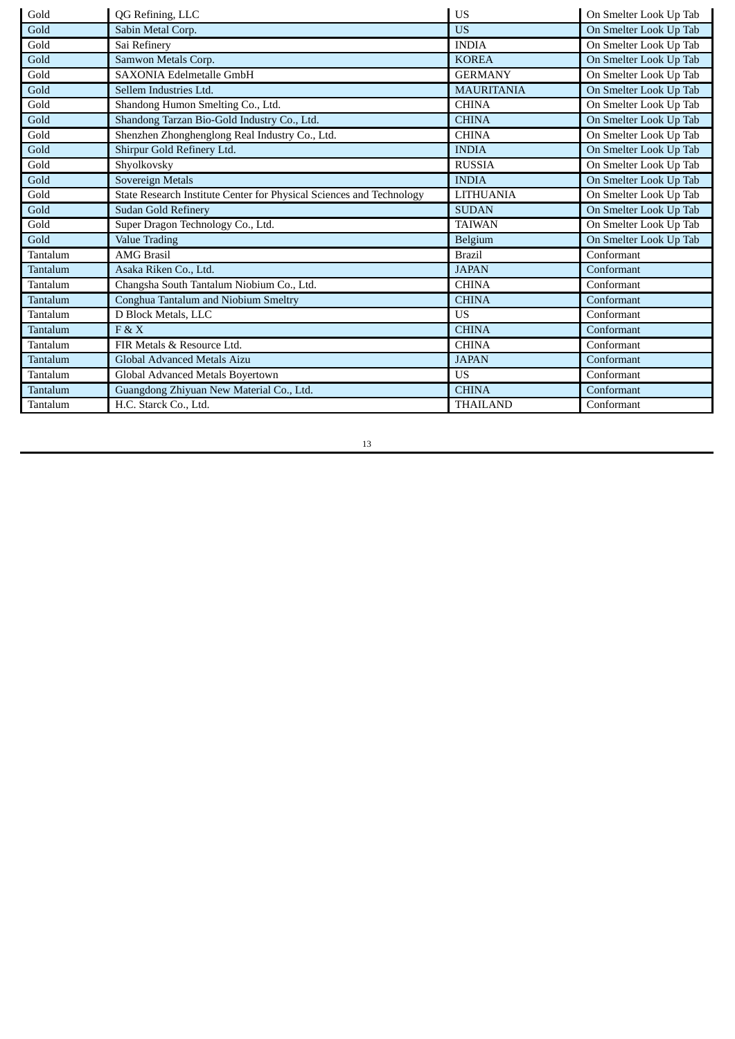| Gold | QG Refining, LLC | US | On Smelter Look Up Tab |
|---|---|---|---|
| Gold | Sabin Metal Corp. | US | On Smelter Look Up Tab |
| Gold | Sai Refinery | INDIA | On Smelter Look Up Tab |
| Gold | Samwon Metals Corp. | KOREA | On Smelter Look Up Tab |
| Gold | SAXONIA Edelmetalle GmbH | GERMANY | On Smelter Look Up Tab |
| Gold | Sellem Industries Ltd. | MAURITANIA | On Smelter Look Up Tab |
| Gold | Shandong Humon Smelting Co., Ltd. | CHINA | On Smelter Look Up Tab |
| Gold | Shandong Tarzan Bio-Gold Industry Co., Ltd. | CHINA | On Smelter Look Up Tab |
| Gold | Shenzhen Zhonghenglong Real Industry Co., Ltd. | CHINA | On Smelter Look Up Tab |
| Gold | Shirpur Gold Refinery Ltd. | INDIA | On Smelter Look Up Tab |
| Gold | Shyolkovsky | RUSSIA | On Smelter Look Up Tab |
| Gold | Sovereign Metals | INDIA | On Smelter Look Up Tab |
| Gold | State Research Institute Center for Physical Sciences and Technology | LITHUANIA | On Smelter Look Up Tab |
| Gold | Sudan Gold Refinery | SUDAN | On Smelter Look Up Tab |
| Gold | Super Dragon Technology Co., Ltd. | TAIWAN | On Smelter Look Up Tab |
| Gold | Value Trading | Belgium | On Smelter Look Up Tab |
| Tantalum | AMG Brasil | Brazil | Conformant |
| Tantalum | Asaka Riken Co., Ltd. | JAPAN | Conformant |
| Tantalum | Changsha South Tantalum Niobium Co., Ltd. | CHINA | Conformant |
| Tantalum | Conghua Tantalum and Niobium Smeltry | CHINA | Conformant |
| Tantalum | D Block Metals, LLC | US | Conformant |
| Tantalum | F & X | CHINA | Conformant |
| Tantalum | FIR Metals & Resource Ltd. | CHINA | Conformant |
| Tantalum | Global Advanced Metals Aizu | JAPAN | Conformant |
| Tantalum | Global Advanced Metals Boyertown | US | Conformant |
| Tantalum | Guangdong Zhiyuan New Material Co., Ltd. | CHINA | Conformant |
| Tantalum | H.C. Starck Co., Ltd. | THAILAND | Conformant |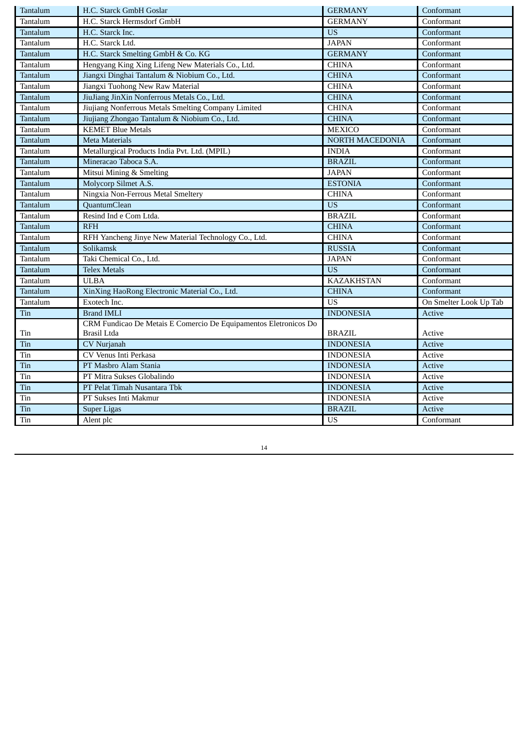| Tantalum | H.C. Starck GmbH Goslar | GERMANY | Conformant |
|---|---|---|---|
| Tantalum | H.C. Starck Hermsdorf GmbH | GERMANY | Conformant |
| Tantalum | H.C. Starck Inc. | US | Conformant |
| Tantalum | H.C. Starck Ltd. | JAPAN | Conformant |
| Tantalum | H.C. Starck Smelting GmbH & Co. KG | GERMANY | Conformant |
| Tantalum | Hengyang King Xing Lifeng New Materials Co., Ltd. | CHINA | Conformant |
| Tantalum | Jiangxi Dinghai Tantalum & Niobium Co., Ltd. | CHINA | Conformant |
| Tantalum | Jiangxi Tuohong New Raw Material | CHINA | Conformant |
| Tantalum | JiuJiang JinXin Nonferrous Metals Co., Ltd. | CHINA | Conformant |
| Tantalum | Jiujiang Nonferrous Metals Smelting Company Limited | CHINA | Conformant |
| Tantalum | Jiujiang Zhongao Tantalum & Niobium Co., Ltd. | CHINA | Conformant |
| Tantalum | KEMET Blue Metals | MEXICO | Conformant |
| Tantalum | Meta Materials | NORTH MACEDONIA | Conformant |
| Tantalum | Metallurgical Products India Pvt. Ltd. (MPIL) | INDIA | Conformant |
| Tantalum | Mineracao Taboca S.A. | BRAZIL | Conformant |
| Tantalum | Mitsui Mining & Smelting | JAPAN | Conformant |
| Tantalum | Molycorp Silmet A.S. | ESTONIA | Conformant |
| Tantalum | Ningxia Non-Ferrous Metal Smeltery | CHINA | Conformant |
| Tantalum | QuantumClean | US | Conformant |
| Tantalum | Resind Ind e Com Ltda. | BRAZIL | Conformant |
| Tantalum | RFH | CHINA | Conformant |
| Tantalum | RFH Yancheng Jinye New Material Technology Co., Ltd. | CHINA | Conformant |
| Tantalum | Solikamsk | RUSSIA | Conformant |
| Tantalum | Taki Chemical Co., Ltd. | JAPAN | Conformant |
| Tantalum | Telex Metals | US | Conformant |
| Tantalum | ULBA | KAZAKHSTAN | Conformant |
| Tantalum | XinXing HaoRong Electronic Material Co., Ltd. | CHINA | Conformant |
| Tantalum | Exotech Inc. | US | On Smelter Look Up Tab |
| Tin | Brand IMLI | INDONESIA | Active |
| Tin | CRM Fundicao De Metais E Comercio De Equipamentos Eletronicos Do Brasil Ltda | BRAZIL | Active |
| Tin | CV Nurjanah | INDONESIA | Active |
| Tin | CV Venus Inti Perkasa | INDONESIA | Active |
| Tin | PT Masbro Alam Stania | INDONESIA | Active |
| Tin | PT Mitra Sukses Globalindo | INDONESIA | Active |
| Tin | PT Pelat Timah Nusantara Tbk | INDONESIA | Active |
| Tin | PT Sukses Inti Makmur | INDONESIA | Active |
| Tin | Super Ligas | BRAZIL | Active |
| Tin | Alent plc | US | Conformant |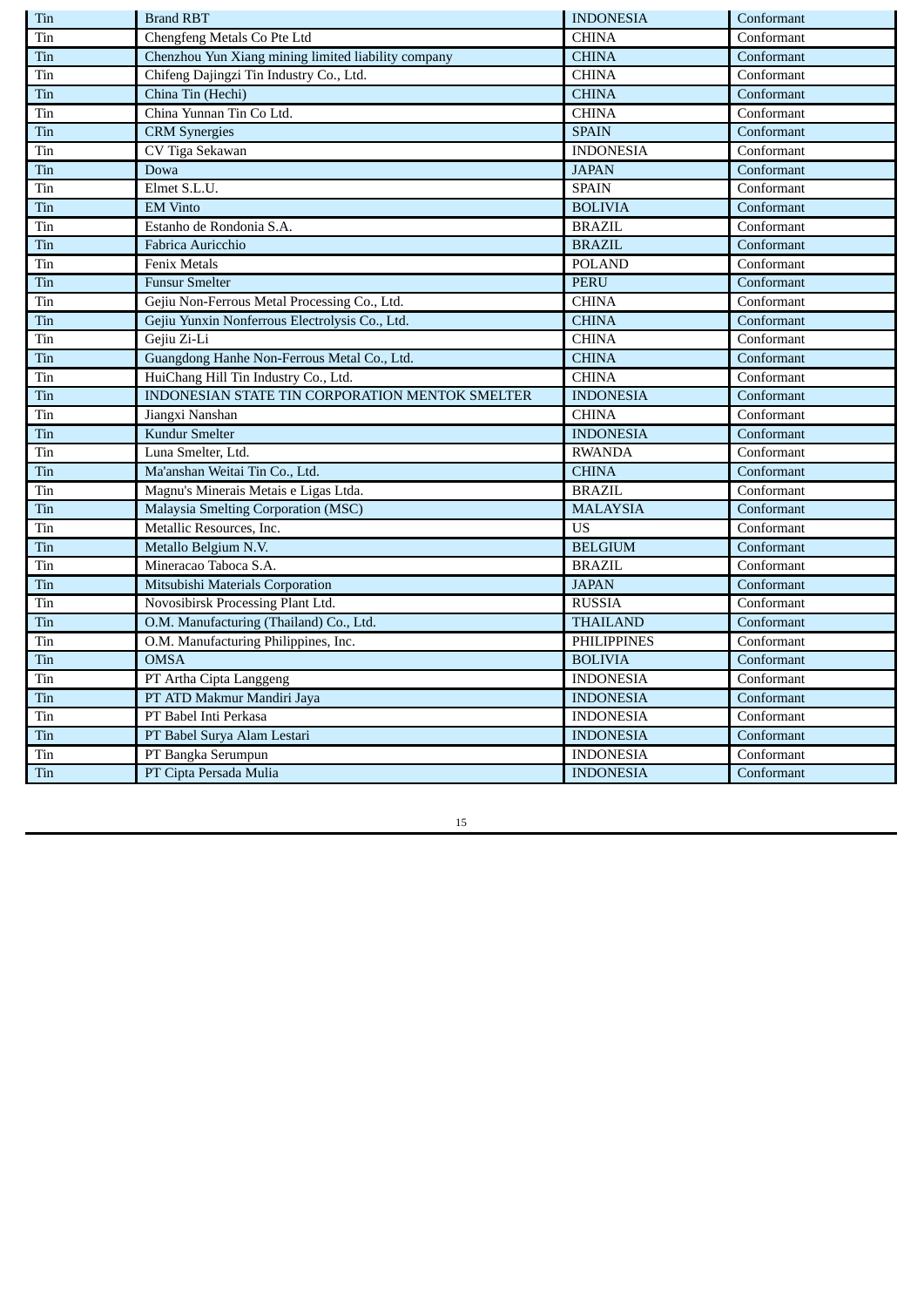| Tin | Brand RBT | INDONESIA | Conformant |
|---|---|---|---|
| Tin | Chengfeng Metals Co Pte Ltd | CHINA | Conformant |
| Tin | Chenzhou Yun Xiang mining limited liability company | CHINA | Conformant |
| Tin | Chifeng Dajingzi Tin Industry Co., Ltd. | CHINA | Conformant |
| Tin | China Tin (Hechi) | CHINA | Conformant |
| Tin | China Yunnan Tin Co Ltd. | CHINA | Conformant |
| Tin | CRM Synergies | SPAIN | Conformant |
| Tin | CV Tiga Sekawan | INDONESIA | Conformant |
| Tin | Dowa | JAPAN | Conformant |
| Tin | Elmet S.L.U. | SPAIN | Conformant |
| Tin | EM Vinto | BOLIVIA | Conformant |
| Tin | Estanho de Rondonia S.A. | BRAZIL | Conformant |
| Tin | Fabrica Auricchio | BRAZIL | Conformant |
| Tin | Fenix Metals | POLAND | Conformant |
| Tin | Funsur Smelter | PERU | Conformant |
| Tin | Gejiu Non-Ferrous Metal Processing Co., Ltd. | CHINA | Conformant |
| Tin | Gejiu Yunxin Nonferrous Electrolysis Co., Ltd. | CHINA | Conformant |
| Tin | Gejiu Zi-Li | CHINA | Conformant |
| Tin | Guangdong Hanhe Non-Ferrous Metal Co., Ltd. | CHINA | Conformant |
| Tin | HuiChang Hill Tin Industry Co., Ltd. | CHINA | Conformant |
| Tin | INDONESIAN STATE TIN CORPORATION MENTOK SMELTER | INDONESIA | Conformant |
| Tin | Jiangxi Nanshan | CHINA | Conformant |
| Tin | Kundur Smelter | INDONESIA | Conformant |
| Tin | Luna Smelter, Ltd. | RWANDA | Conformant |
| Tin | Ma'anshan Weitai Tin Co., Ltd. | CHINA | Conformant |
| Tin | Magnu's Minerais Metais e Ligas Ltda. | BRAZIL | Conformant |
| Tin | Malaysia Smelting Corporation (MSC) | MALAYSIA | Conformant |
| Tin | Metallic Resources, Inc. | US | Conformant |
| Tin | Metallo Belgium N.V. | BELGIUM | Conformant |
| Tin | Mineracao Taboca S.A. | BRAZIL | Conformant |
| Tin | Mitsubishi Materials Corporation | JAPAN | Conformant |
| Tin | Novosibirsk Processing Plant Ltd. | RUSSIA | Conformant |
| Tin | O.M. Manufacturing (Thailand) Co., Ltd. | THAILAND | Conformant |
| Tin | O.M. Manufacturing Philippines, Inc. | PHILIPPINES | Conformant |
| Tin | OMSA | BOLIVIA | Conformant |
| Tin | PT Artha Cipta Langgeng | INDONESIA | Conformant |
| Tin | PT ATD Makmur Mandiri Jaya | INDONESIA | Conformant |
| Tin | PT Babel Inti Perkasa | INDONESIA | Conformant |
| Tin | PT Babel Surya Alam Lestari | INDONESIA | Conformant |
| Tin | PT Bangka Serumpun | INDONESIA | Conformant |
| Tin | PT Cipta Persada Mulia | INDONESIA | Conformant |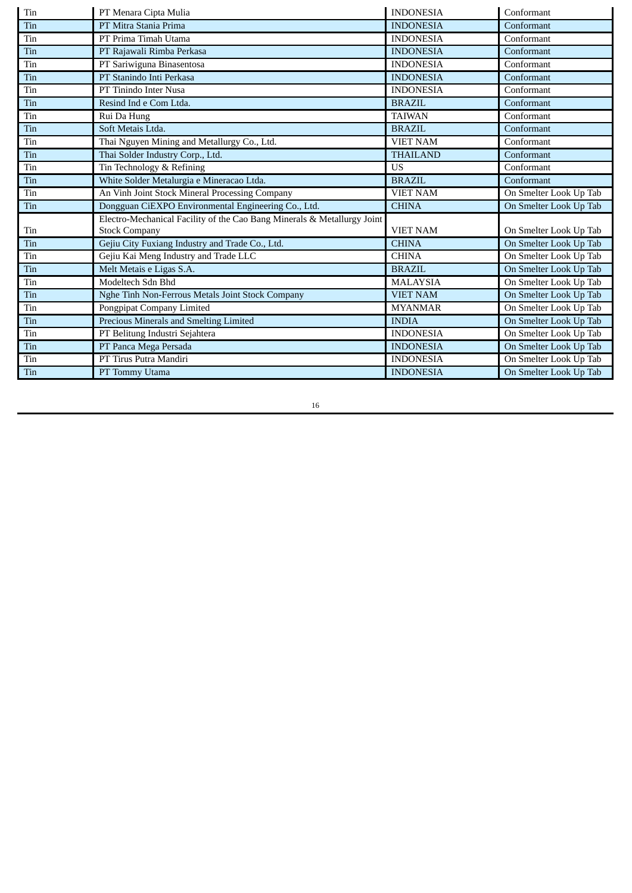| Tin | PT Menara Cipta Mulia | INDONESIA | Conformant |
|---|---|---|---|
| Tin | PT Mitra Stania Prima | INDONESIA | Conformant |
| Tin | PT Prima Timah Utama | INDONESIA | Conformant |
| Tin | PT Rajawali Rimba Perkasa | INDONESIA | Conformant |
| Tin | PT Sariwiguna Binasentosa | INDONESIA | Conformant |
| Tin | PT Stanindo Inti Perkasa | INDONESIA | Conformant |
| Tin | PT Tinindo Inter Nusa | INDONESIA | Conformant |
| Tin | Resind Ind e Com Ltda. | BRAZIL | Conformant |
| Tin | Rui Da Hung | TAIWAN | Conformant |
| Tin | Soft Metais Ltda. | BRAZIL | Conformant |
| Tin | Thai Nguyen Mining and Metallurgy Co., Ltd. | VIET NAM | Conformant |
| Tin | Thai Solder Industry Corp., Ltd. | THAILAND | Conformant |
| Tin | Tin Technology & Refining | US | Conformant |
| Tin | White Solder Metalurgia e Mineracao Ltda. | BRAZIL | Conformant |
| Tin | An Vinh Joint Stock Mineral Processing Company | VIET NAM | On Smelter Look Up Tab |
| Tin | Dongguan CiEXPO Environmental Engineering Co., Ltd. | CHINA | On Smelter Look Up Tab |
| Tin | Electro-Mechanical Facility of the Cao Bang Minerals & Metallurgy Joint Stock Company | VIET NAM | On Smelter Look Up Tab |
| Tin | Gejiu City Fuxiang Industry and Trade Co., Ltd. | CHINA | On Smelter Look Up Tab |
| Tin | Gejiu Kai Meng Industry and Trade LLC | CHINA | On Smelter Look Up Tab |
| Tin | Melt Metais e Ligas S.A. | BRAZIL | On Smelter Look Up Tab |
| Tin | Modeltech Sdn Bhd | MALAYSIA | On Smelter Look Up Tab |
| Tin | Nghe Tinh Non-Ferrous Metals Joint Stock Company | VIET NAM | On Smelter Look Up Tab |
| Tin | Pongpipat Company Limited | MYANMAR | On Smelter Look Up Tab |
| Tin | Precious Minerals and Smelting Limited | INDIA | On Smelter Look Up Tab |
| Tin | PT Belitung Industri Sejahtera | INDONESIA | On Smelter Look Up Tab |
| Tin | PT Panca Mega Persada | INDONESIA | On Smelter Look Up Tab |
| Tin | PT Tirus Putra Mandiri | INDONESIA | On Smelter Look Up Tab |
| Tin | PT Tommy Utama | INDONESIA | On Smelter Look Up Tab |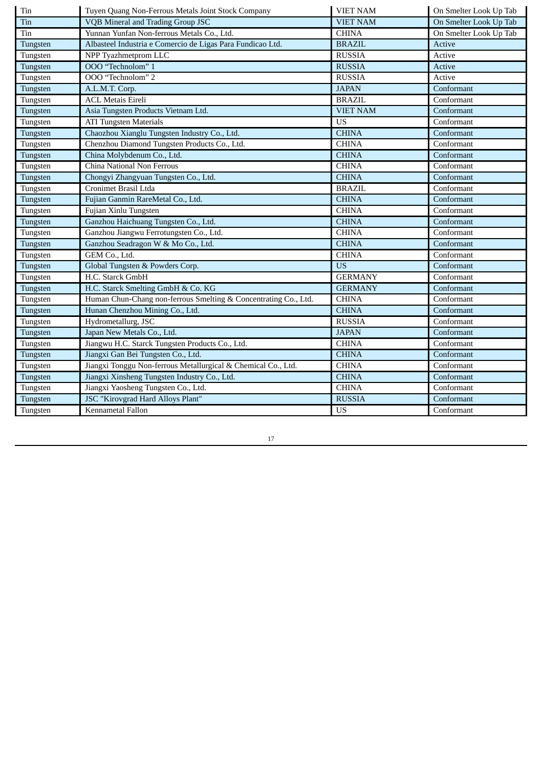| Tin | Tuyen Quang Non-Ferrous Metals Joint Stock Company | VIET NAM | On Smelter Look Up Tab |
|---|---|---|---|
| Tin | VQB Mineral and Trading Group JSC | VIET NAM | On Smelter Look Up Tab |
| Tin | Yunnan Yunfan Non-ferrous Metals Co., Ltd. | CHINA | On Smelter Look Up Tab |
| Tungsten | Albasteel Industria e Comercio de Ligas Para Fundicao Ltd. | BRAZIL | Active |
| Tungsten | NPP Tyazhmetprom LLC | RUSSIA | Active |
| Tungsten | OOO “Technolom” 1 | RUSSIA | Active |
| Tungsten | OOO “Technolom” 2 | RUSSIA | Active |
| Tungsten | A.L.M.T. Corp. | JAPAN | Conformant |
| Tungsten | ACL Metais Eireli | BRAZIL | Conformant |
| Tungsten | Asia Tungsten Products Vietnam Ltd. | VIET NAM | Conformant |
| Tungsten | ATI Tungsten Materials | US | Conformant |
| Tungsten | Chaozhou Xianglu Tungsten Industry Co., Ltd. | CHINA | Conformant |
| Tungsten | Chenzhou Diamond Tungsten Products Co., Ltd. | CHINA | Conformant |
| Tungsten | China Molybdenum Co., Ltd. | CHINA | Conformant |
| Tungsten | China National Non Ferrous | CHINA | Conformant |
| Tungsten | Chongyi Zhangyuan Tungsten Co., Ltd. | CHINA | Conformant |
| Tungsten | Cronimet Brasil Ltda | BRAZIL | Conformant |
| Tungsten | Fujian Ganmin RareMetal Co., Ltd. | CHINA | Conformant |
| Tungsten | Fujian Xinlu Tungsten | CHINA | Conformant |
| Tungsten | Ganzhou Haichuang Tungsten Co., Ltd. | CHINA | Conformant |
| Tungsten | Ganzhou Jiangwu Ferrotungsten Co., Ltd. | CHINA | Conformant |
| Tungsten | Ganzhou Seadragon W & Mo Co., Ltd. | CHINA | Conformant |
| Tungsten | GEM Co., Ltd. | CHINA | Conformant |
| Tungsten | Global Tungsten & Powders Corp. | US | Conformant |
| Tungsten | H.C. Starck GmbH | GERMANY | Conformant |
| Tungsten | H.C. Starck Smelting GmbH & Co. KG | GERMANY | Conformant |
| Tungsten | Human Chun-Chang non-ferrous Smelting & Concentrating Co., Ltd. | CHINA | Conformant |
| Tungsten | Hunan Chenzhou Mining Co., Ltd. | CHINA | Conformant |
| Tungsten | Hydrometallurg, JSC | RUSSIA | Conformant |
| Tungsten | Japan New Metals Co., Ltd. | JAPAN | Conformant |
| Tungsten | Jiangwu H.C. Starck Tungsten Products Co., Ltd. | CHINA | Conformant |
| Tungsten | Jiangxi Gan Bei Tungsten Co., Ltd. | CHINA | Conformant |
| Tungsten | Jiangxi Tonggu Non-ferrous Metallurgical & Chemical Co., Ltd. | CHINA | Conformant |
| Tungsten | Jiangxi Xinsheng Tungsten Industry Co., Ltd. | CHINA | Conformant |
| Tungsten | Jiangxi Yaosheng Tungsten Co., Ltd. | CHINA | Conformant |
| Tungsten | JSC "Kirovgrad Hard Alloys Plant" | RUSSIA | Conformant |
| Tungsten | Kennametal Fallon | US | Conformant |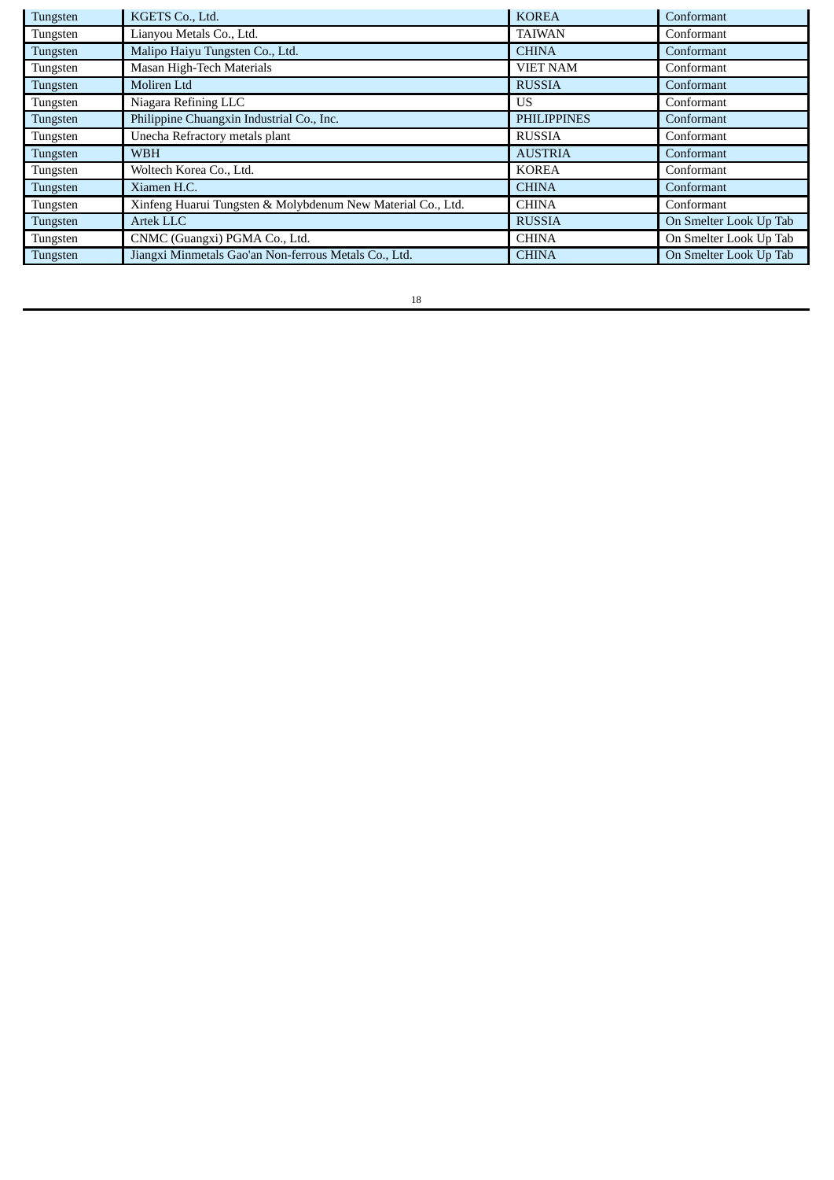| Tungsten | KGETS Co., Ltd. | KOREA | Conformant |
|---|---|---|---|
| Tungsten | Lianyou Metals Co., Ltd. | TAIWAN | Conformant |
| Tungsten | Malipo Haiyu Tungsten Co., Ltd. | CHINA | Conformant |
| Tungsten | Masan High-Tech Materials | VIET NAM | Conformant |
| Tungsten | Moliren Ltd | RUSSIA | Conformant |
| Tungsten | Niagara Refining LLC | US | Conformant |
| Tungsten | Philippine Chuangxin Industrial Co., Inc. | PHILIPPINES | Conformant |
| Tungsten | Unecha Refractory metals plant | RUSSIA | Conformant |
| Tungsten | WBH | AUSTRIA | Conformant |
| Tungsten | Woltech Korea Co., Ltd. | KOREA | Conformant |
| Tungsten | Xiamen H.C. | CHINA | Conformant |
| Tungsten | Xinfeng Huarui Tungsten & Molybdenum New Material Co., Ltd. | CHINA | Conformant |
| Tungsten | Artek LLC | RUSSIA | On Smelter Look Up Tab |
| Tungsten | CNMC (Guangxi) PGMA Co., Ltd. | CHINA | On Smelter Look Up Tab |
| Tungsten | Jiangxi Minmetals Gao'an Non-ferrous Metals Co., Ltd. | CHINA | On Smelter Look Up Tab |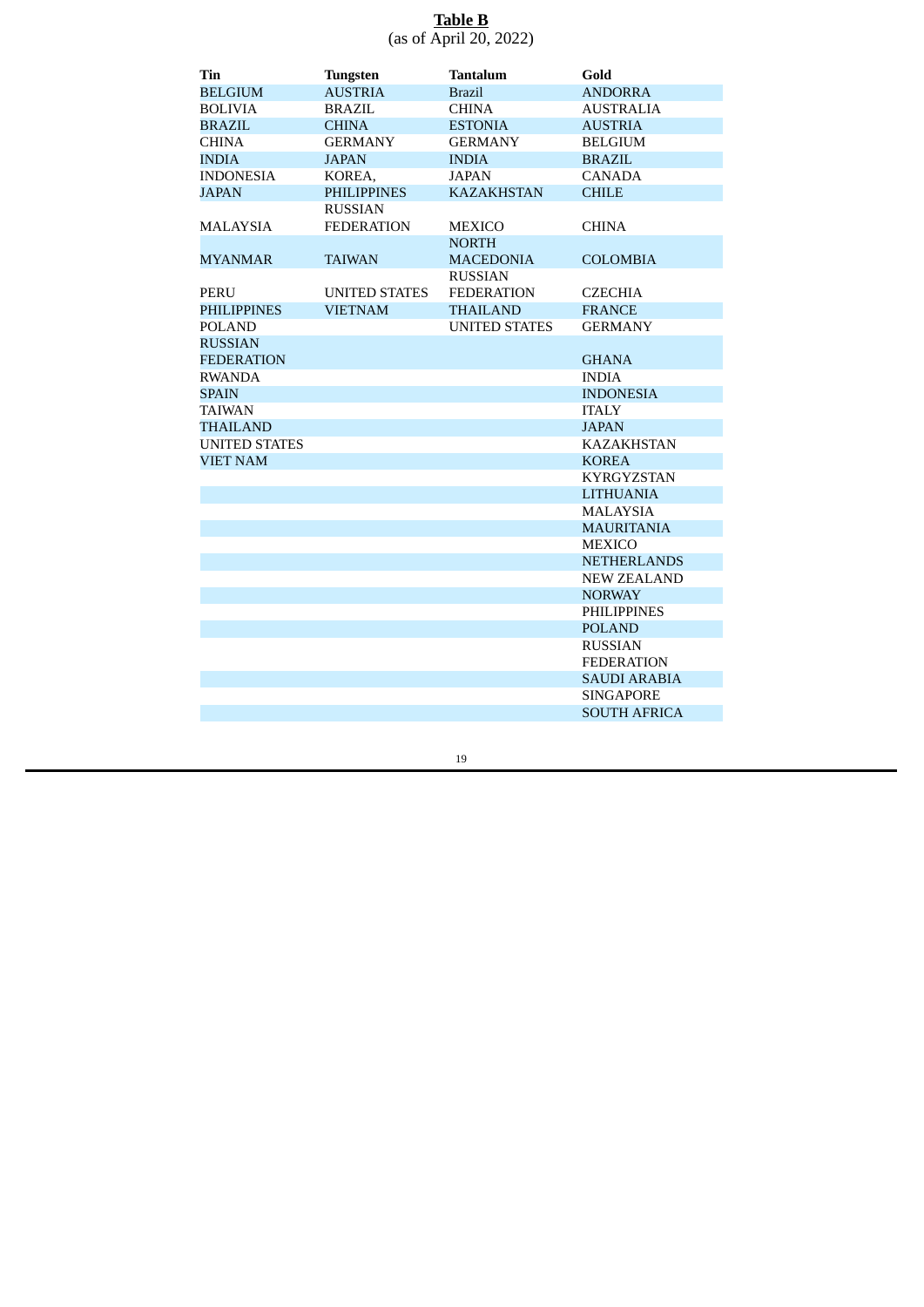**Table B**
(as of April 20, 2022)

| Tin | Tungsten | Tantalum | Gold |
|---|---|---|---|
| BELGIUM | AUSTRIA | Brazil | ANDORRA |
| BOLIVIA | BRAZIL | CHINA | AUSTRALIA |
| BRAZIL | CHINA | ESTONIA | AUSTRIA |
| CHINA | GERMANY | GERMANY | BELGIUM |
| INDIA | JAPAN | INDIA | BRAZIL |
| INDONESIA | KOREA, | JAPAN | CANADA |
| JAPAN | PHILIPPINES | KAZAKHSTAN | CHILE |
| MALAYSIA | RUSSIAN FEDERATION | MEXICO | CHINA |
| MYANMAR | TAIWAN | NORTH MACEDONIA | COLOMBIA |
| PERU | UNITED STATES | RUSSIAN FEDERATION | CZECHIA |
| PHILIPPINES | VIETNAM | THAILAND | FRANCE |
| POLAND | | UNITED STATES | GERMANY |
| RUSSIAN FEDERATION | | | GHANA |
| RWANDA | | | INDIA |
| SPAIN | | | INDONESIA |
| TAIWAN | | | ITALY |
| THAILAND | | | JAPAN |
| UNITED STATES | | | KAZAKHSTAN |
| VIET NAM | | | KOREA |
| | | | KYRGYZSTAN |
| | | | LITHUANIA |
| | | | MALAYSIA |
| | | | MAURITANIA |
| | | | MEXICO |
| | | | NETHERLANDS |
| | | | NEW ZEALAND |
| | | | NORWAY |
| | | | PHILIPPINES |
| | | | POLAND |
| | | | RUSSIAN FEDERATION |
| | | | SAUDI ARABIA |
| | | | SINGAPORE |
| | | | SOUTH AFRICA |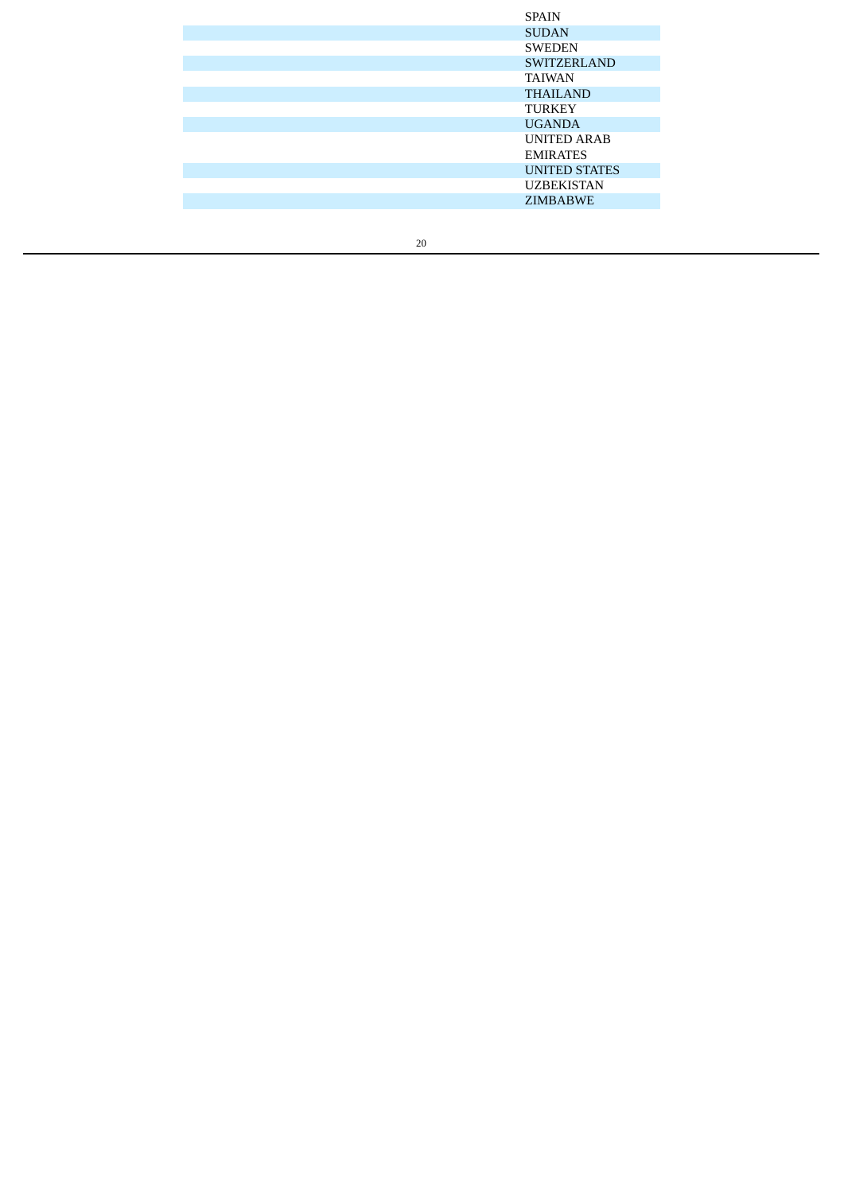| |
|---|
| SPAIN |
| SUDAN |
| SWEDEN |
| SWITZERLAND |
| TAIWAN |
| THAILAND |
| TURKEY |
| UGANDA |
| UNITED ARAB EMIRATES |
| UNITED STATES |
| UZBEKISTAN |
| ZIMBABWE |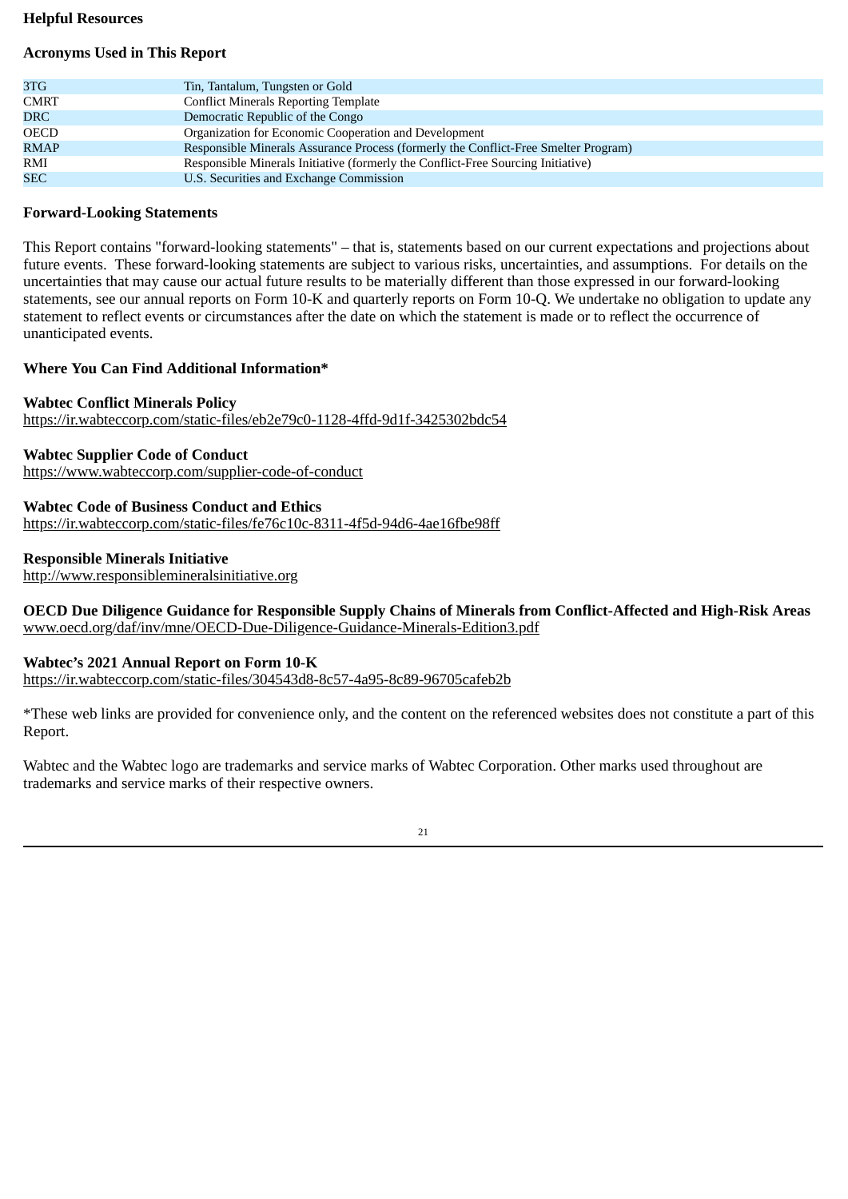## Helpful Resources

### Acronyms Used in This Report

| | |
|---|---|
| 3TG | Tin, Tantalum, Tungsten or Gold |
| CMRT | Conflict Minerals Reporting Template |
| DRC | Democratic Republic of the Congo |
| OECD | Organization for Economic Cooperation and Development |
| RMAP | Responsible Minerals Assurance Process (formerly the Conflict-Free Smelter Program) |
| RMI | Responsible Minerals Initiative (formerly the Conflict-Free Sourcing Initiative) |
| SEC | U.S. Securities and Exchange Commission |

### Forward-Looking Statements

This Report contains "forward-looking statements" – that is, statements based on our current expectations and projections about future events. These forward-looking statements are subject to various risks, uncertainties, and assumptions. For details on the uncertainties that may cause our actual future results to be materially different than those expressed in our forward-looking statements, see our annual reports on Form 10-K and quarterly reports on Form 10-Q. We undertake no obligation to update any statement to reflect events or circumstances after the date on which the statement is made or to reflect the occurrence of unanticipated events.

### Where You Can Find Additional Information*

**Wabtec Conflict Minerals Policy**
https://ir.wabteccorp.com/static-files/eb2e79c0-1128-4ffd-9d1f-3425302bdc54

**Wabtec Supplier Code of Conduct**
https://www.wabteccorp.com/supplier-code-of-conduct

**Wabtec Code of Business Conduct and Ethics**
https://ir.wabteccorp.com/static-files/fe76c10c-8311-4f5d-94d6-4ae16fbe98ff

**Responsible Minerals Initiative**
http://www.responsiblemineralsinitiative.org

**OECD Due Diligence Guidance for Responsible Supply Chains of Minerals from Conflict-Affected and High-Risk Areas**
www.oecd.org/daf/inv/mne/OECD-Due-Diligence-Guidance-Minerals-Edition3.pdf

**Wabtec's 2021 Annual Report on Form 10-K**
https://ir.wabteccorp.com/static-files/304543d8-8c57-4a95-8c89-96705cafeb2b

*These web links are provided for convenience only, and the content on the referenced websites does not constitute a part of this Report.

Wabtec and the Wabtec logo are trademarks and service marks of Wabtec Corporation. Other marks used throughout are trademarks and service marks of their respective owners.